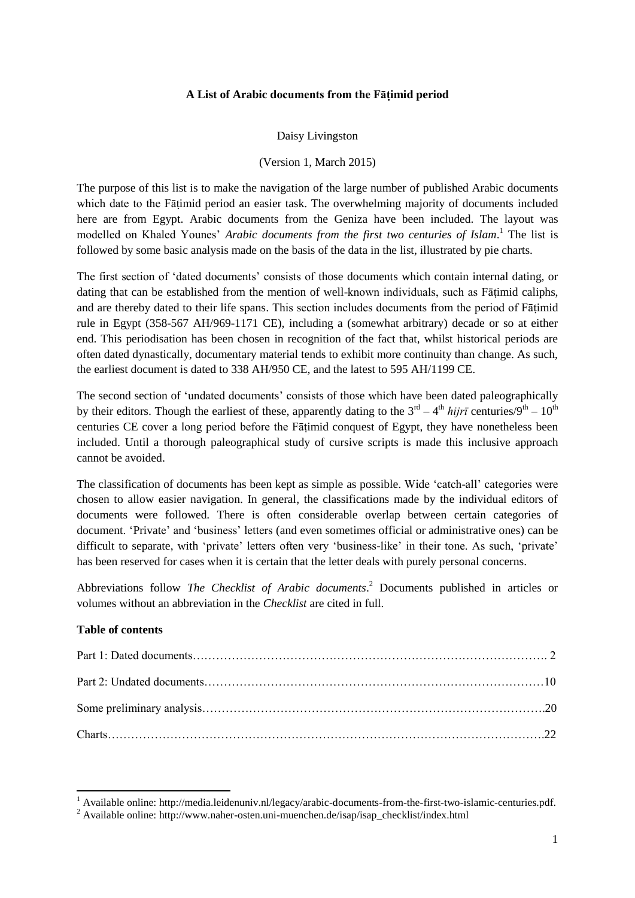**A List of Arabic documents from the Fāṭimid period**

Daisy Livingston

(Version 1, March 2015)

The purpose of this list is to make the navigation of the large number of published Arabic documents which date to the Fāṭimid period an easier task. The overwhelming majority of documents included here are from Egypt. Arabic documents from the Geniza have been included. The layout was modelled on Khaled Younes' *Arabic documents from the first two centuries of Islam*.[1] The list is followed by some basic analysis made on the basis of the data in the list, illustrated by pie charts.

The first section of 'dated documents' consists of those documents which contain internal dating, or dating that can be established from the mention of well-known individuals, such as Fāṭimid caliphs, and are thereby dated to their life spans. This section includes documents from the period of Fāṭimid rule in Egypt (358-567 AH/969-1171 CE), including a (somewhat arbitrary) decade or so at either end. This periodisation has been chosen in recognition of the fact that, whilst historical periods are often dated dynastically, documentary material tends to exhibit more continuity than change. As such, the earliest document is dated to 338 AH/950 CE, and the latest to 595 AH/1199 CE.

The second section of 'undated documents' consists of those which have been dated paleographically by their editors. Though the earliest of these, apparently dating to the 3rd – 4th *hijrī* centuries/9th – 10th centuries CE cover a long period before the Fāṭimid conquest of Egypt, they have nonetheless been included. Until a thorough paleographical study of cursive scripts is made this inclusive approach cannot be avoided.

The classification of documents has been kept as simple as possible. Wide 'catch-all' categories were chosen to allow easier navigation. In general, the classifications made by the individual editors of documents were followed. There is often considerable overlap between certain categories of document. 'Private' and 'business' letters (and even sometimes official or administrative ones) can be difficult to separate, with 'private' letters often very 'business-like' in their tone. As such, 'private' has been reserved for cases when it is certain that the letter deals with purely personal concerns.

Abbreviations follow *The Checklist of Arabic documents*.[2] Documents published in articles or volumes without an abbreviation in the *Checklist* are cited in full.

**Table of contents**

Part 1: Dated documents………………………………………………………………………………. 2

Part 2: Undated documents……………………………………………………………………………10

Some preliminary analysis…………………………………………………………………………….20

Charts………………………………………………………………………………………………….22

---

[1] Available online: http://media.leidenuniv.nl/legacy/arabic-documents-from-the-first-two-islamic-centuries.pdf.

[2] Available online: http://www.naher-osten.uni-muenchen.de/isap/isap_checklist/index.html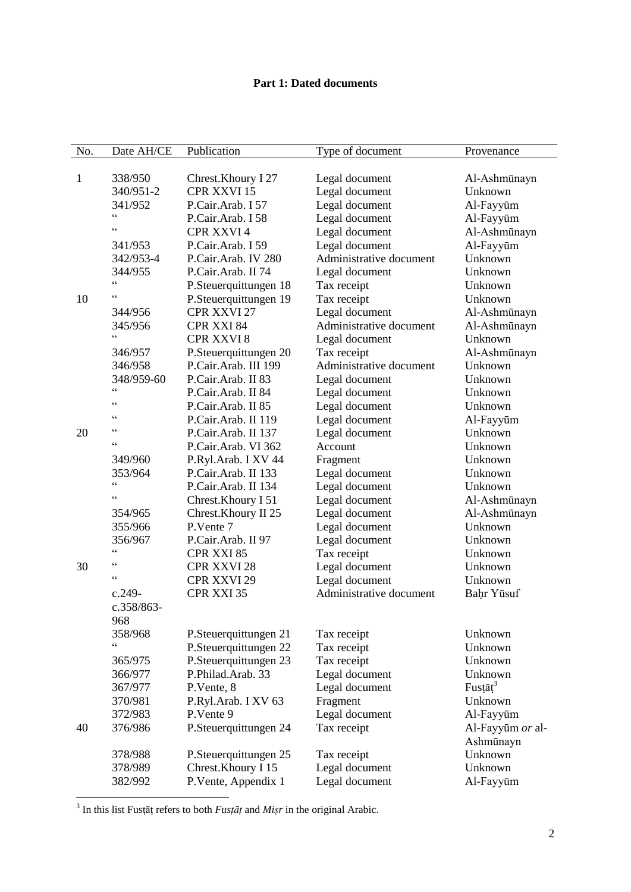**Part 1: Dated documents**

| No. | Date AH/CE | Publication | Type of document | Provenance |
|---|---|---|---|---|
| 1 | 338/950 | Chrest.Khoury I 27 | Legal document | Al-Ashmūnayn |
| | 340/951-2 | CPR XXVI 15 | Legal document | Unknown |
| | 341/952 | P.Cair.Arab. I 57 | Legal document | Al-Fayyūm |
| | " | P.Cair.Arab. I 58 | Legal document | Al-Fayyūm |
| | " | CPR XXVI 4 | Legal document | Al-Ashmūnayn |
| | 341/953 | P.Cair.Arab. I 59 | Legal document | Al-Fayyūm |
| | 342/953-4 | P.Cair.Arab. IV 280 | Administrative document | Unknown |
| | 344/955 | P.Cair.Arab. II 74 | Legal document | Unknown |
| | " | P.Steuerquittungen 18 | Tax receipt | Unknown |
| 10 | " | P.Steuerquittungen 19 | Tax receipt | Unknown |
| | 344/956 | CPR XXVI 27 | Legal document | Al-Ashmūnayn |
| | 345/956 | CPR XXI 84 | Administrative document | Al-Ashmūnayn |
| | " | CPR XXVI 8 | Legal document | Unknown |
| | 346/957 | P.Steuerquittungen 20 | Tax receipt | Al-Ashmūnayn |
| | 346/958 | P.Cair.Arab. III 199 | Administrative document | Unknown |
| | 348/959-60 | P.Cair.Arab. II 83 | Legal document | Unknown |
| | " | P.Cair.Arab. II 84 | Legal document | Unknown |
| | " | P.Cair.Arab. II 85 | Legal document | Unknown |
| | " | P.Cair.Arab. II 119 | Legal document | Al-Fayyūm |
| 20 | " | P.Cair.Arab. II 137 | Legal document | Unknown |
| | " | P.Cair.Arab. VI 362 | Account | Unknown |
| | 349/960 | P.Ryl.Arab. I XV 44 | Fragment | Unknown |
| | 353/964 | P.Cair.Arab. II 133 | Legal document | Unknown |
| | " | P.Cair.Arab. II 134 | Legal document | Unknown |
| | " | Chrest.Khoury I 51 | Legal document | Al-Ashmūnayn |
| | 354/965 | Chrest.Khoury II 25 | Legal document | Al-Ashmūnayn |
| | 355/966 | P.Vente 7 | Legal document | Unknown |
| | 356/967 | P.Cair.Arab. II 97 | Legal document | Unknown |
| | " | CPR XXI 85 | Tax receipt | Unknown |
| 30 | " | CPR XXVI 28 | Legal document | Unknown |
| | " | CPR XXVI 29 | Legal document | Unknown |
| | c.249-c.358/863-968 | CPR XXI 35 | Administrative document | Baḥr Yūsuf |
| | 358/968 | P.Steuerquittungen 21 | Tax receipt | Unknown |
| | " | P.Steuerquittungen 22 | Tax receipt | Unknown |
| | 365/975 | P.Steuerquittungen 23 | Tax receipt | Unknown |
| | 366/977 | P.Philad.Arab. 33 | Legal document | Unknown |
| | 367/977 | P.Vente, 8 | Legal document | Fusṭāṭ[3] |
| | 370/981 | P.Ryl.Arab. I XV 63 | Fragment | Unknown |
| | 372/983 | P.Vente 9 | Legal document | Al-Fayyūm |
| 40 | 376/986 | P.Steuerquittungen 24 | Tax receipt | Al-Fayyūm *or* al-Ashmūnayn |
| | 378/988 | P.Steuerquittungen 25 | Tax receipt | Unknown |
| | 378/989 | Chrest.Khoury I 15 | Legal document | Unknown |
| | 382/992 | P.Vente, Appendix 1 | Legal document | Al-Fayyūm |

[3] In this list Fusṭāṭ refers to both *Fusṭāṭ* and *Miṣr* in the original Arabic.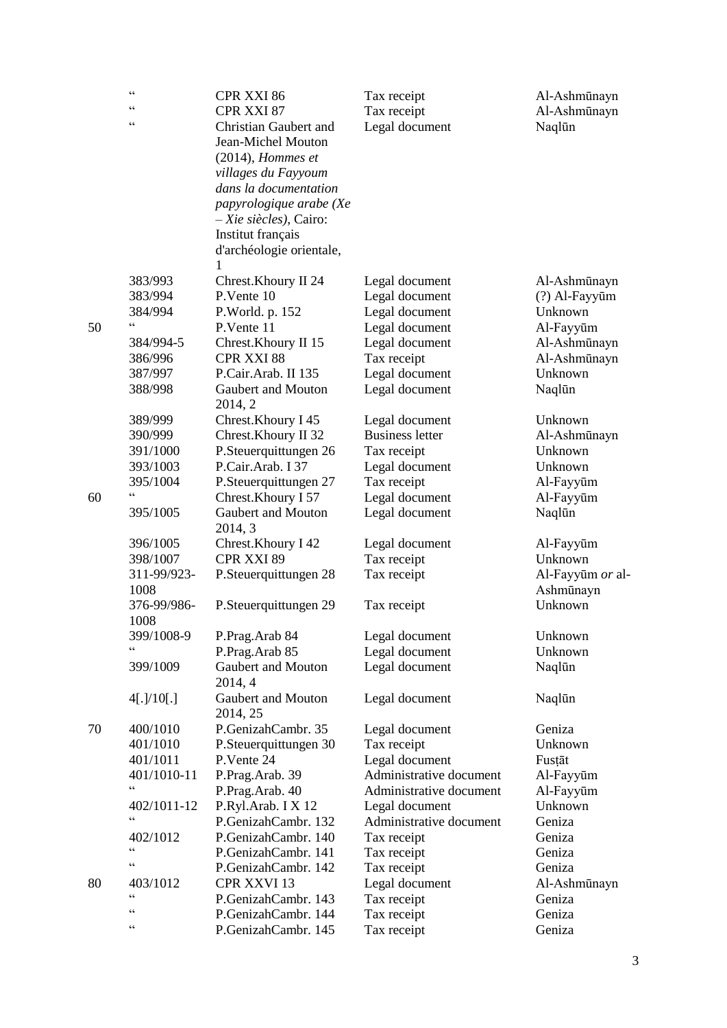| | | | |
|---|---|---|---|
| " | CPR XXI 86 | Tax receipt | Al-Ashmūnayn |
| " | CPR XXI 87 | Tax receipt | Al-Ashmūnayn |
| " | Christian Gaubert and Jean-Michel Mouton (2014), *Hommes et villages du Fayyoum dans la documentation papyrologique arabe (Xe – Xie siècles)*, Cairo: Institut français d'archéologie orientale, 1 | Legal document | Naqlūn |
| 383/993 | Chrest.Khoury II 24 | Legal document | Al-Ashmūnayn |
| 383/994 | P.Vente 10 | Legal document | (?) Al-Fayyūm |
| 384/994 | P.World. p. 152 | Legal document | Unknown |
| " | P.Vente 11 | Legal document | Al-Fayyūm |
| 384/994-5 | Chrest.Khoury II 15 | Legal document | Al-Ashmūnayn |
| 386/996 | CPR XXI 88 | Tax receipt | Al-Ashmūnayn |
| 387/997 | P.Cair.Arab. II 135 | Legal document | Unknown |
| 388/998 | Gaubert and Mouton 2014, 2 | Legal document | Naqlūn |
| 389/999 | Chrest.Khoury I 45 | Legal document | Unknown |
| 390/999 | Chrest.Khoury II 32 | Business letter | Al-Ashmūnayn |
| 391/1000 | P.Steuerquittungen 26 | Tax receipt | Unknown |
| 393/1003 | P.Cair.Arab. I 37 | Legal document | Unknown |
| 395/1004 | P.Steuerquittungen 27 | Tax receipt | Al-Fayyūm |
| " | Chrest.Khoury I 57 | Legal document | Al-Fayyūm |
| 395/1005 | Gaubert and Mouton 2014, 3 | Legal document | Naqlūn |
| 396/1005 | Chrest.Khoury I 42 | Legal document | Al-Fayyūm |
| 398/1007 | CPR XXI 89 | Tax receipt | Unknown |
| 311-99/923-1008 | P.Steuerquittungen 28 | Tax receipt | Al-Fayyūm *or* al-Ashmūnayn |
| 376-99/986-1008 | P.Steuerquittungen 29 | Tax receipt | Unknown |
| 399/1008-9 | P.Prag.Arab 84 | Legal document | Unknown |
| " | P.Prag.Arab 85 | Legal document | Unknown |
| 399/1009 | Gaubert and Mouton 2014, 4 | Legal document | Naqlūn |
| 4[.]/10[.] | Gaubert and Mouton 2014, 25 | Legal document | Naqlūn |
| 400/1010 | P.GenizahCambr. 35 | Legal document | Geniza |
| 401/1010 | P.Steuerquittungen 30 | Tax receipt | Unknown |
| 401/1011 | P.Vente 24 | Legal document | Fusṭāt |
| 401/1010-11 | P.Prag.Arab. 39 | Administrative document | Al-Fayyūm |
| " | P.Prag.Arab. 40 | Administrative document | Al-Fayyūm |
| 402/1011-12 | P.Ryl.Arab. I X 12 | Legal document | Unknown |
| " | P.GenizahCambr. 132 | Administrative document | Geniza |
| 402/1012 | P.GenizahCambr. 140 | Tax receipt | Geniza |
| " | P.GenizahCambr. 141 | Tax receipt | Geniza |
| " | P.GenizahCambr. 142 | Tax receipt | Geniza |
| 403/1012 | CPR XXVI 13 | Legal document | Al-Ashmūnayn |
| " | P.GenizahCambr. 143 | Tax receipt | Geniza |
| " | P.GenizahCambr. 144 | Tax receipt | Geniza |
| " | P.GenizahCambr. 145 | Tax receipt | Geniza |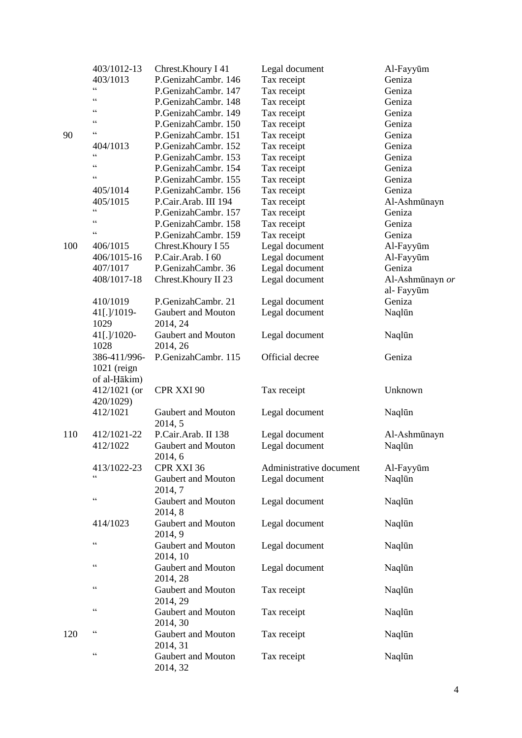| | | | | |
|---|---|---|---|---|
| | 403/1012-13 | Chrest.Khoury I 41 | Legal document | Al-Fayyūm |
| | 403/1013 | P.GenizahCambr. 146 | Tax receipt | Geniza |
| | " | P.GenizahCambr. 147 | Tax receipt | Geniza |
| | " | P.GenizahCambr. 148 | Tax receipt | Geniza |
| | " | P.GenizahCambr. 149 | Tax receipt | Geniza |
| | " | P.GenizahCambr. 150 | Tax receipt | Geniza |
| 90 | " | P.GenizahCambr. 151 | Tax receipt | Geniza |
| | 404/1013 | P.GenizahCambr. 152 | Tax receipt | Geniza |
| | " | P.GenizahCambr. 153 | Tax receipt | Geniza |
| | " | P.GenizahCambr. 154 | Tax receipt | Geniza |
| | " | P.GenizahCambr. 155 | Tax receipt | Geniza |
| | 405/1014 | P.GenizahCambr. 156 | Tax receipt | Geniza |
| | 405/1015 | P.Cair.Arab. III 194 | Tax receipt | Al-Ashmūnayn |
| | " | P.GenizahCambr. 157 | Tax receipt | Geniza |
| | " | P.GenizahCambr. 158 | Tax receipt | Geniza |
| | " | P.GenizahCambr. 159 | Tax receipt | Geniza |
| 100 | 406/1015 | Chrest.Khoury I 55 | Legal document | Al-Fayyūm |
| | 406/1015-16 | P.Cair.Arab. I 60 | Legal document | Al-Fayyūm |
| | 407/1017 | P.GenizahCambr. 36 | Legal document | Geniza |
| | 408/1017-18 | Chrest.Khoury II 23 | Legal document | Al-Ashmūnayn *or* al- Fayyūm |
| | 410/1019 | P.GenizahCambr. 21 | Legal document | Geniza |
| | 41[.]/1019-1029 | Gaubert and Mouton 2014, 24 | Legal document | Naqlūn |
| | 41[.]/1020-1028 | Gaubert and Mouton 2014, 26 | Legal document | Naqlūn |
| | 386-411/996-1021 (reign of al-Ḥākim) | P.GenizahCambr. 115 | Official decree | Geniza |
| | 412/1021 (or 420/1029) | CPR XXI 90 | Tax receipt | Unknown |
| | 412/1021 | Gaubert and Mouton 2014, 5 | Legal document | Naqlūn |
| 110 | 412/1021-22 | P.Cair.Arab. II 138 | Legal document | Al-Ashmūnayn |
| | 412/1022 | Gaubert and Mouton 2014, 6 | Legal document | Naqlūn |
| | 413/1022-23 | CPR XXI 36 | Administrative document | Al-Fayyūm |
| | " | Gaubert and Mouton 2014, 7 | Legal document | Naqlūn |
| | " | Gaubert and Mouton 2014, 8 | Legal document | Naqlūn |
| | 414/1023 | Gaubert and Mouton 2014, 9 | Legal document | Naqlūn |
| | " | Gaubert and Mouton 2014, 10 | Legal document | Naqlūn |
| | " | Gaubert and Mouton 2014, 28 | Legal document | Naqlūn |
| | " | Gaubert and Mouton 2014, 29 | Tax receipt | Naqlūn |
| | " | Gaubert and Mouton 2014, 30 | Tax receipt | Naqlūn |
| 120 | " | Gaubert and Mouton 2014, 31 | Tax receipt | Naqlūn |
| | " | Gaubert and Mouton 2014, 32 | Tax receipt | Naqlūn |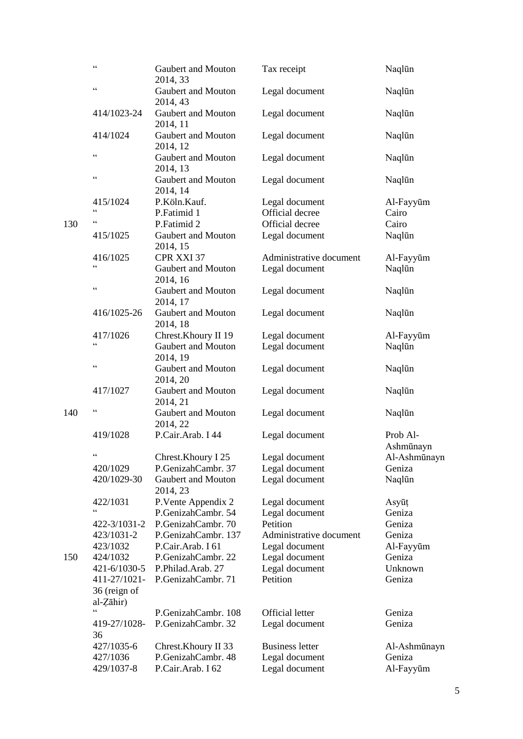|  |  |  |  |  |
|---|---|---|---|---|
|  | " | Gaubert and Mouton 2014, 33 | Tax receipt | Naqlūn |
|  | " | Gaubert and Mouton 2014, 43 | Legal document | Naqlūn |
|  | 414/1023-24 | Gaubert and Mouton 2014, 11 | Legal document | Naqlūn |
|  | 414/1024 | Gaubert and Mouton 2014, 12 | Legal document | Naqlūn |
|  | " | Gaubert and Mouton 2014, 13 | Legal document | Naqlūn |
|  | " | Gaubert and Mouton 2014, 14 | Legal document | Naqlūn |
|  | 415/1024 | P.Köln.Kauf. | Legal document | Al-Fayyūm |
|  | " | P.Fatimid 1 | Official decree | Cairo |
| 130 | " | P.Fatimid 2 | Official decree | Cairo |
|  | 415/1025 | Gaubert and Mouton 2014, 15 | Legal document | Naqlūn |
|  | 416/1025 | CPR XXI 37 | Administrative document | Al-Fayyūm |
|  | " | Gaubert and Mouton 2014, 16 | Legal document | Naqlūn |
|  | " | Gaubert and Mouton 2014, 17 | Legal document | Naqlūn |
|  | 416/1025-26 | Gaubert and Mouton 2014, 18 | Legal document | Naqlūn |
|  | 417/1026 | Chrest.Khoury II 19 | Legal document | Al-Fayyūm |
|  | " | Gaubert and Mouton 2014, 19 | Legal document | Naqlūn |
|  | " | Gaubert and Mouton 2014, 20 | Legal document | Naqlūn |
|  | 417/1027 | Gaubert and Mouton 2014, 21 | Legal document | Naqlūn |
| 140 | " | Gaubert and Mouton 2014, 22 | Legal document | Naqlūn |
|  | 419/1028 | P.Cair.Arab. I 44 | Legal document | Prob Al-Ashmūnayn |
|  | " | Chrest.Khoury I 25 | Legal document | Al-Ashmūnayn |
|  | 420/1029 | P.GenizahCambr. 37 | Legal document | Geniza |
|  | 420/1029-30 | Gaubert and Mouton 2014, 23 | Legal document | Naqlūn |
|  | 422/1031 | P.Vente Appendix 2 | Legal document | Asyūṭ |
|  | " | P.GenizahCambr. 54 | Legal document | Geniza |
|  | 422-3/1031-2 | P.GenizahCambr. 70 | Petition | Geniza |
|  | 423/1031-2 | P.GenizahCambr. 137 | Administrative document | Geniza |
|  | 423/1032 | P.Cair.Arab. I 61 | Legal document | Al-Fayyūm |
| 150 | 424/1032 | P.GenizahCambr. 22 | Legal document | Geniza |
|  | 421-6/1030-5 | P.Philad.Arab. 27 | Legal document | Unknown |
|  | 411-27/1021-36 (reign of al-Ẓāhir) | P.GenizahCambr. 71 | Petition | Geniza |
|  | " | P.GenizahCambr. 108 | Official letter | Geniza |
|  | 419-27/1028-36 | P.GenizahCambr. 32 | Legal document | Geniza |
|  | 427/1035-6 | Chrest.Khoury II 33 | Business letter | Al-Ashmūnayn |
|  | 427/1036 | P.GenizahCambr. 48 | Legal document | Geniza |
|  | 429/1037-8 | P.Cair.Arab. I 62 | Legal document | Al-Fayyūm |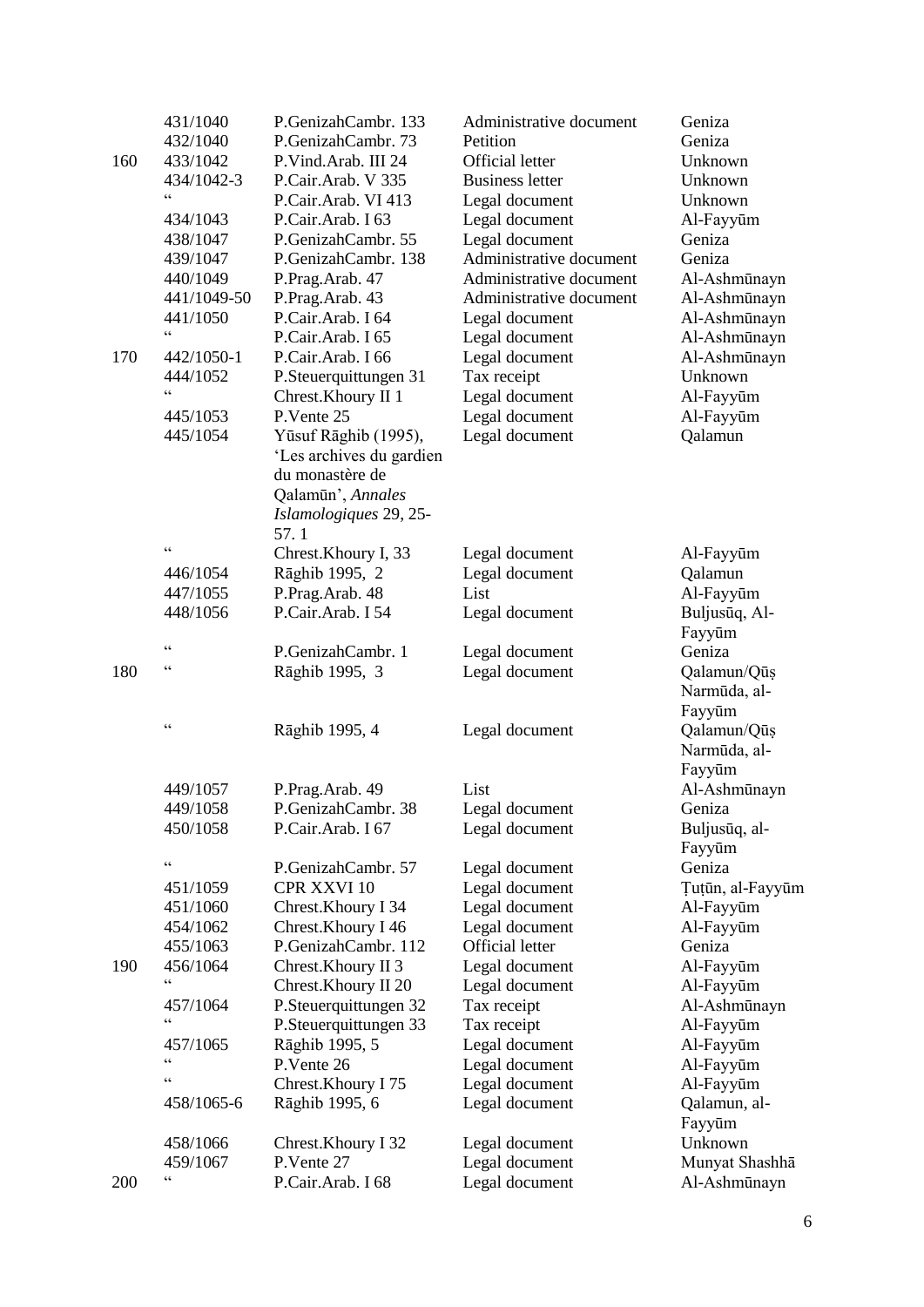|  |  |  |  |  |
|---|---|---|---|---|
|  | 431/1040 | P.GenizahCambr. 133 | Administrative document | Geniza |
|  | 432/1040 | P.GenizahCambr. 73 | Petition | Geniza |
| 160 | 433/1042 | P.Vind.Arab. III 24 | Official letter | Unknown |
|  | 434/1042-3 | P.Cair.Arab. V 335 | Business letter | Unknown |
|  | “ | P.Cair.Arab. VI 413 | Legal document | Unknown |
|  | 434/1043 | P.Cair.Arab. I 63 | Legal document | Al-Fayyūm |
|  | 438/1047 | P.GenizahCambr. 55 | Legal document | Geniza |
|  | 439/1047 | P.GenizahCambr. 138 | Administrative document | Geniza |
|  | 440/1049 | P.Prag.Arab. 47 | Administrative document | Al-Ashmūnayn |
|  | 441/1049-50 | P.Prag.Arab. 43 | Administrative document | Al-Ashmūnayn |
|  | 441/1050 | P.Cair.Arab. I 64 | Legal document | Al-Ashmūnayn |
|  | “ | P.Cair.Arab. I 65 | Legal document | Al-Ashmūnayn |
| 170 | 442/1050-1 | P.Cair.Arab. I 66 | Legal document | Al-Ashmūnayn |
|  | 444/1052 | P.Steuerquittungen 31 | Tax receipt | Unknown |
|  | “ | Chrest.Khoury II 1 | Legal document | Al-Fayyūm |
|  | 445/1053 | P.Vente 25 | Legal document | Al-Fayyūm |
|  | 445/1054 | Yūsuf Rāghib (1995), ‘Les archives du gardien du monastère de Qalamūn’, *Annales Islamologiques* 29, 25-57. 1 | Legal document | Qalamun |
|  | “ | Chrest.Khoury I, 33 | Legal document | Al-Fayyūm |
|  | 446/1054 | Rāghib 1995, 2 | Legal document | Qalamun |
|  | 447/1055 | P.Prag.Arab. 48 | List | Al-Fayyūm |
|  | 448/1056 | P.Cair.Arab. I 54 | Legal document | Buljusūq, Al-Fayyūm |
|  | “ | P.GenizahCambr. 1 | Legal document | Geniza |
| 180 | “ | Rāghib 1995, 3 | Legal document | Qalamun/Qūṣ Narmūda, al-Fayyūm |
|  | “ | Rāghib 1995, 4 | Legal document | Qalamun/Qūṣ Narmūda, al-Fayyūm |
|  | 449/1057 | P.Prag.Arab. 49 | List | Al-Ashmūnayn |
|  | 449/1058 | P.GenizahCambr. 38 | Legal document | Geniza |
|  | 450/1058 | P.Cair.Arab. I 67 | Legal document | Buljusūq, al-Fayyūm |
|  | “ | P.GenizahCambr. 57 | Legal document | Geniza |
|  | 451/1059 | CPR XXVI 10 | Legal document | Ṭuṭūn, al-Fayyūm |
|  | 451/1060 | Chrest.Khoury I 34 | Legal document | Al-Fayyūm |
|  | 454/1062 | Chrest.Khoury I 46 | Legal document | Al-Fayyūm |
|  | 455/1063 | P.GenizahCambr. 112 | Official letter | Geniza |
| 190 | 456/1064 | Chrest.Khoury II 3 | Legal document | Al-Fayyūm |
|  | “ | Chrest.Khoury II 20 | Legal document | Al-Fayyūm |
|  | 457/1064 | P.Steuerquittungen 32 | Tax receipt | Al-Ashmūnayn |
|  | “ | P.Steuerquittungen 33 | Tax receipt | Al-Fayyūm |
|  | 457/1065 | Rāghib 1995, 5 | Legal document | Al-Fayyūm |
|  | “ | P.Vente 26 | Legal document | Al-Fayyūm |
|  | “ | Chrest.Khoury I 75 | Legal document | Al-Fayyūm |
|  | 458/1065-6 | Rāghib 1995, 6 | Legal document | Qalamun, al-Fayyūm |
|  | 458/1066 | Chrest.Khoury I 32 | Legal document | Unknown |
|  | 459/1067 | P.Vente 27 | Legal document | Munyat Shashhā |
| 200 | “ | P.Cair.Arab. I 68 | Legal document | Al-Ashmūnayn |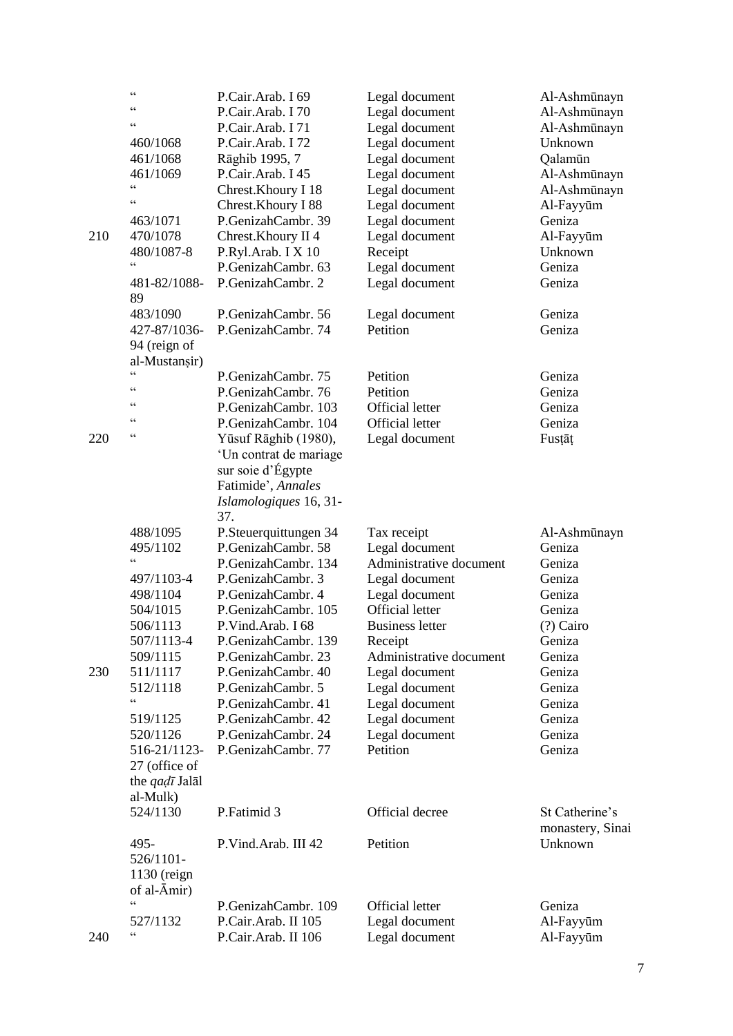| | Date | Document | Type | Provenance |
|---|---|---|---|---|
| | " | P.Cair.Arab. I 69 | Legal document | Al-Ashmūnayn |
| | " | P.Cair.Arab. I 70 | Legal document | Al-Ashmūnayn |
| | " | P.Cair.Arab. I 71 | Legal document | Al-Ashmūnayn |
| | 460/1068 | P.Cair.Arab. I 72 | Legal document | Unknown |
| | 461/1068 | Rāghib 1995, 7 | Legal document | Qalamūn |
| | 461/1069 | P.Cair.Arab. I 45 | Legal document | Al-Ashmūnayn |
| | " | Chrest.Khoury I 18 | Legal document | Al-Ashmūnayn |
| | " | Chrest.Khoury I 88 | Legal document | Al-Fayyūm |
| | 463/1071 | P.GenizahCambr. 39 | Legal document | Geniza |
| 210 | 470/1078 | Chrest.Khoury II 4 | Legal document | Al-Fayyūm |
| | 480/1087-8 | P.Ryl.Arab. I X 10 | Receipt | Unknown |
| | " | P.GenizahCambr. 63 | Legal document | Geniza |
| | 481-82/1088-89 | P.GenizahCambr. 2 | Legal document | Geniza |
| | 483/1090 | P.GenizahCambr. 56 | Legal document | Geniza |
| | 427-87/1036-94 (reign of al-Mustanṣir) | P.GenizahCambr. 74 | Petition | Geniza |
| | " | P.GenizahCambr. 75 | Petition | Geniza |
| | " | P.GenizahCambr. 76 | Petition | Geniza |
| | " | P.GenizahCambr. 103 | Official letter | Geniza |
| | " | P.GenizahCambr. 104 | Official letter | Geniza |
| 220 | " | Yūsuf Rāghib (1980), 'Un contrat de mariage sur soie d'Égypte Fatimide', *Annales Islamologiques* 16, 31-37. | Legal document | Fusṭāṭ |
| | 488/1095 | P.Steuerquittungen 34 | Tax receipt | Al-Ashmūnayn |
| | 495/1102 | P.GenizahCambr. 58 | Legal document | Geniza |
| | " | P.GenizahCambr. 134 | Administrative document | Geniza |
| | 497/1103-4 | P.GenizahCambr. 3 | Legal document | Geniza |
| | 498/1104 | P.GenizahCambr. 4 | Legal document | Geniza |
| | 504/1015 | P.GenizahCambr. 105 | Official letter | Geniza |
| | 506/1113 | P.Vind.Arab. I 68 | Business letter | (?) Cairo |
| | 507/1113-4 | P.GenizahCambr. 139 | Receipt | Geniza |
| | 509/1115 | P.GenizahCambr. 23 | Administrative document | Geniza |
| 230 | 511/1117 | P.GenizahCambr. 40 | Legal document | Geniza |
| | 512/1118 | P.GenizahCambr. 5 | Legal document | Geniza |
| | " | P.GenizahCambr. 41 | Legal document | Geniza |
| | 519/1125 | P.GenizahCambr. 42 | Legal document | Geniza |
| | 520/1126 | P.GenizahCambr. 24 | Legal document | Geniza |
| | 516-21/1123-27 (office of the *qaḍī* Jalāl al-Mulk) | P.GenizahCambr. 77 | Petition | Geniza |
| | 524/1130 | P.Fatimid 3 | Official decree | St Catherine's monastery, Sinai |
| | 495-526/1101-1130 (reign of al-Āmir) | P.Vind.Arab. III 42 | Petition | Unknown |
| | " | P.GenizahCambr. 109 | Official letter | Geniza |
| | 527/1132 | P.Cair.Arab. II 105 | Legal document | Al-Fayyūm |
| 240 | " | P.Cair.Arab. II 106 | Legal document | Al-Fayyūm |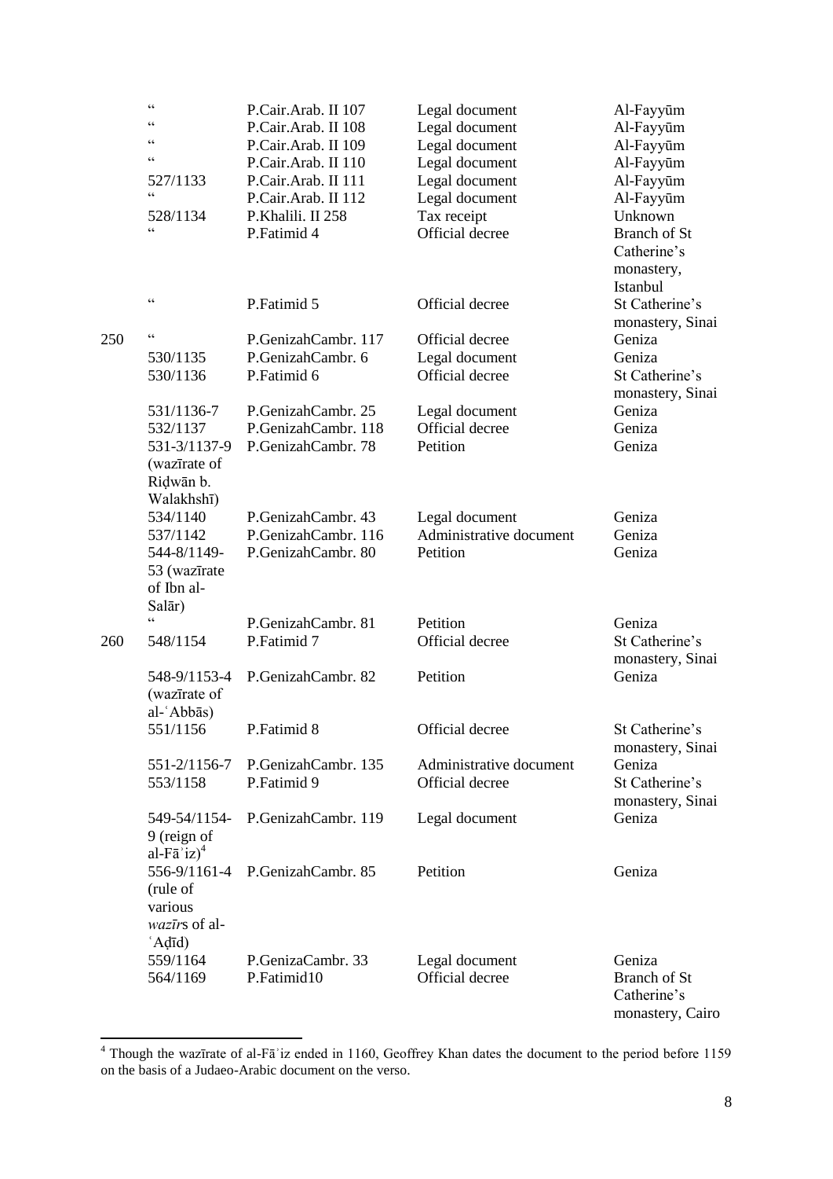| | | | | |
|---|---|---|---|---|
| | " | P.Cair.Arab. II 107 | Legal document | Al-Fayyūm |
| | " | P.Cair.Arab. II 108 | Legal document | Al-Fayyūm |
| | " | P.Cair.Arab. II 109 | Legal document | Al-Fayyūm |
| | " | P.Cair.Arab. II 110 | Legal document | Al-Fayyūm |
| | 527/1133 | P.Cair.Arab. II 111 | Legal document | Al-Fayyūm |
| | " | P.Cair.Arab. II 112 | Legal document | Al-Fayyūm |
| | 528/1134 | P.Khalili. II 258 | Tax receipt | Unknown |
| | " | P.Fatimid 4 | Official decree | Branch of St Catherine's monastery, Istanbul |
| | " | P.Fatimid 5 | Official decree | St Catherine's monastery, Sinai |
| 250 | " | P.GenizahCambr. 117 | Official decree | Geniza |
| | 530/1135 | P.GenizahCambr. 6 | Legal document | Geniza |
| | 530/1136 | P.Fatimid 6 | Official decree | St Catherine's monastery, Sinai |
| | 531/1136-7 | P.GenizahCambr. 25 | Legal document | Geniza |
| | 532/1137 | P.GenizahCambr. 118 | Official decree | Geniza |
| | 531-3/1137-9 (wazīrate of Riḍwān b. Walakhshī) | P.GenizahCambr. 78 | Petition | Geniza |
| | 534/1140 | P.GenizahCambr. 43 | Legal document | Geniza |
| | 537/1142 | P.GenizahCambr. 116 | Administrative document | Geniza |
| | 544-8/1149-53 (wazīrate of Ibn al-Salār) | P.GenizahCambr. 80 | Petition | Geniza |
| | " | P.GenizahCambr. 81 | Petition | Geniza |
| 260 | 548/1154 | P.Fatimid 7 | Official decree | St Catherine's monastery, Sinai |
| | 548-9/1153-4 (wazīrate of al-ʿAbbās) | P.GenizahCambr. 82 | Petition | Geniza |
| | 551/1156 | P.Fatimid 8 | Official decree | St Catherine's monastery, Sinai |
| | 551-2/1156-7 | P.GenizahCambr. 135 | Administrative document | Geniza |
| | 553/1158 | P.Fatimid 9 | Official decree | St Catherine's monastery, Sinai |
| | 549-54/1154-9 (reign of al-Fāʾiz)[4] | P.GenizahCambr. 119 | Legal document | Geniza |
| | 556-9/1161-4 (rule of various *wazīr*s of al-ʿAḍīd) | P.GenizahCambr. 85 | Petition | Geniza |
| | 559/1164 | P.GenizaCambr. 33 | Legal document | Geniza |
| | 564/1169 | P.Fatimid10 | Official decree | Branch of St Catherine's monastery, Cairo |

[4] Though the wazīrate of al-Fāʾiz ended in 1160, Geoffrey Khan dates the document to the period before 1159 on the basis of a Judaeo-Arabic document on the verso.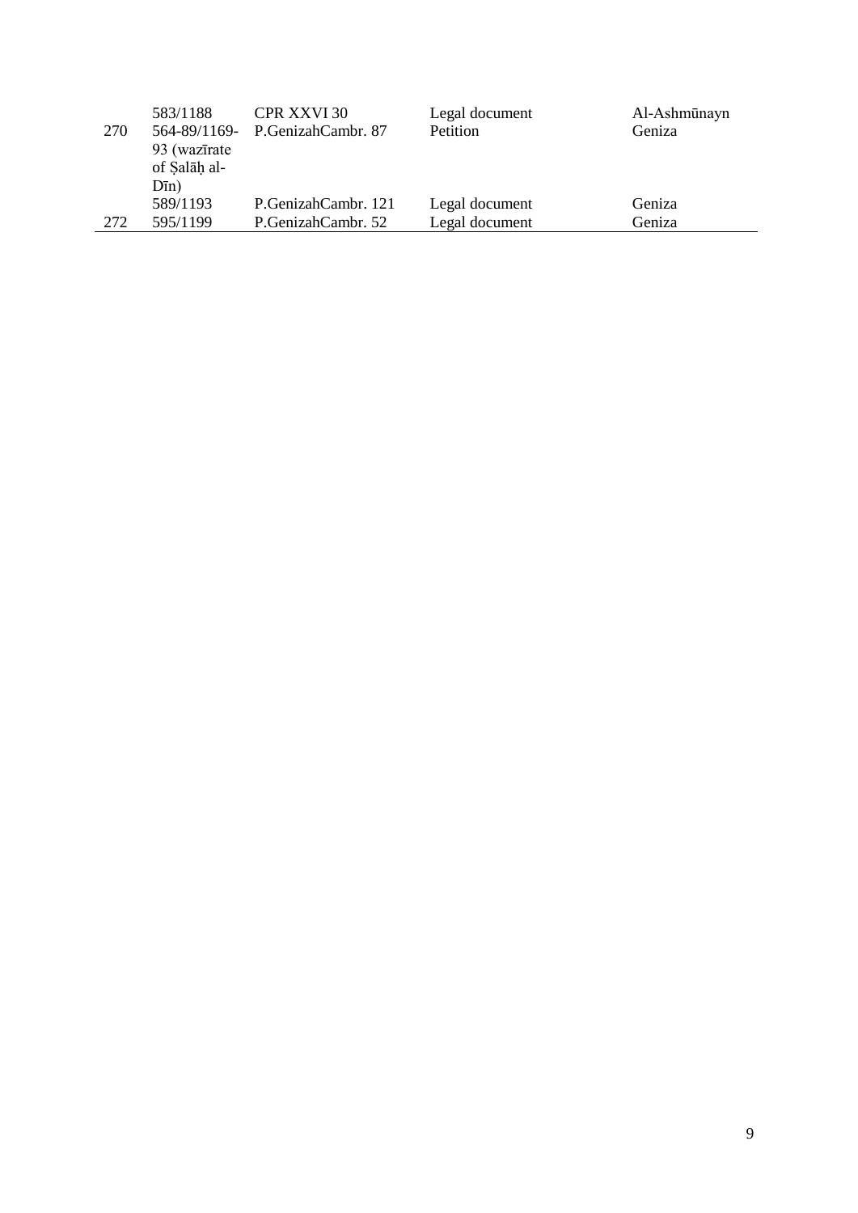| | | | | |
|---|---|---|---|---|
| | 583/1188 | CPR XXVI 30 | Legal document | Al-Ashmūnayn |
| 270 | 564-89/1169-93 (wazīrate of Ṣalāḥ al-Dīn) | P.GenizahCambr. 87 | Petition | Geniza |
| | 589/1193 | P.GenizahCambr. 121 | Legal document | Geniza |
| 272 | 595/1199 | P.GenizahCambr. 52 | Legal document | Geniza |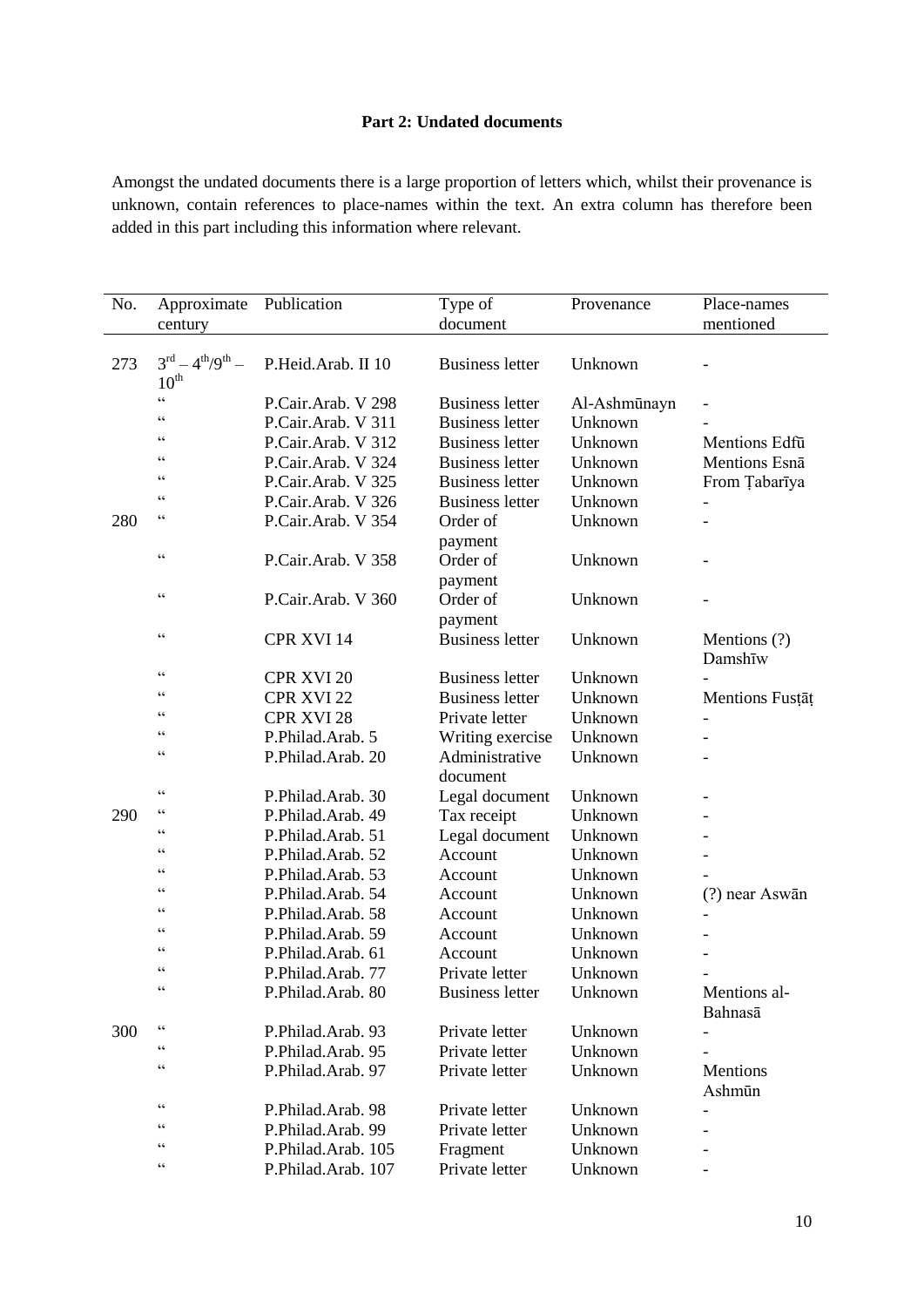**Part 2: Undated documents**

Amongst the undated documents there is a large proportion of letters which, whilst their provenance is unknown, contain references to place-names within the text. An extra column has therefore been added in this part including this information where relevant.

| No. | Approximate century | Publication | Type of document | Provenance | Place-names mentioned |
|---|---|---|---|---|---|
| 273 | 3rd – 4th/9th – 10th | P.Heid.Arab. II 10 | Business letter | Unknown | - |
| | " | P.Cair.Arab. V 298 | Business letter | Al-Ashmūnayn | - |
| | " | P.Cair.Arab. V 311 | Business letter | Unknown | - |
| | " | P.Cair.Arab. V 312 | Business letter | Unknown | Mentions Edfū |
| | " | P.Cair.Arab. V 324 | Business letter | Unknown | Mentions Esnā |
| | " | P.Cair.Arab. V 325 | Business letter | Unknown | From Ṭabarīya |
| | " | P.Cair.Arab. V 326 | Business letter | Unknown | - |
| 280 | " | P.Cair.Arab. V 354 | Order of payment | Unknown | - |
| | " | P.Cair.Arab. V 358 | Order of payment | Unknown | - |
| | " | P.Cair.Arab. V 360 | Order of payment | Unknown | - |
| | " | CPR XVI 14 | Business letter | Unknown | Mentions (?) Damshīw |
| | " | CPR XVI 20 | Business letter | Unknown | - |
| | " | CPR XVI 22 | Business letter | Unknown | Mentions Fusṭāṭ |
| | " | CPR XVI 28 | Private letter | Unknown | - |
| | " | P.Philad.Arab. 5 | Writing exercise | Unknown | - |
| | " | P.Philad.Arab. 20 | Administrative document | Unknown | - |
| | " | P.Philad.Arab. 30 | Legal document | Unknown | - |
| 290 | " | P.Philad.Arab. 49 | Tax receipt | Unknown | - |
| | " | P.Philad.Arab. 51 | Legal document | Unknown | - |
| | " | P.Philad.Arab. 52 | Account | Unknown | - |
| | " | P.Philad.Arab. 53 | Account | Unknown | - |
| | " | P.Philad.Arab. 54 | Account | Unknown | (?) near Aswān |
| | " | P.Philad.Arab. 58 | Account | Unknown | - |
| | " | P.Philad.Arab. 59 | Account | Unknown | - |
| | " | P.Philad.Arab. 61 | Account | Unknown | - |
| | " | P.Philad.Arab. 77 | Private letter | Unknown | - |
| | " | P.Philad.Arab. 80 | Business letter | Unknown | Mentions al-Bahnasā |
| 300 | " | P.Philad.Arab. 93 | Private letter | Unknown | - |
| | " | P.Philad.Arab. 95 | Private letter | Unknown | - |
| | " | P.Philad.Arab. 97 | Private letter | Unknown | Mentions Ashmūn |
| | " | P.Philad.Arab. 98 | Private letter | Unknown | - |
| | " | P.Philad.Arab. 99 | Private letter | Unknown | - |
| | " | P.Philad.Arab. 105 | Fragment | Unknown | - |
| | " | P.Philad.Arab. 107 | Private letter | Unknown | - |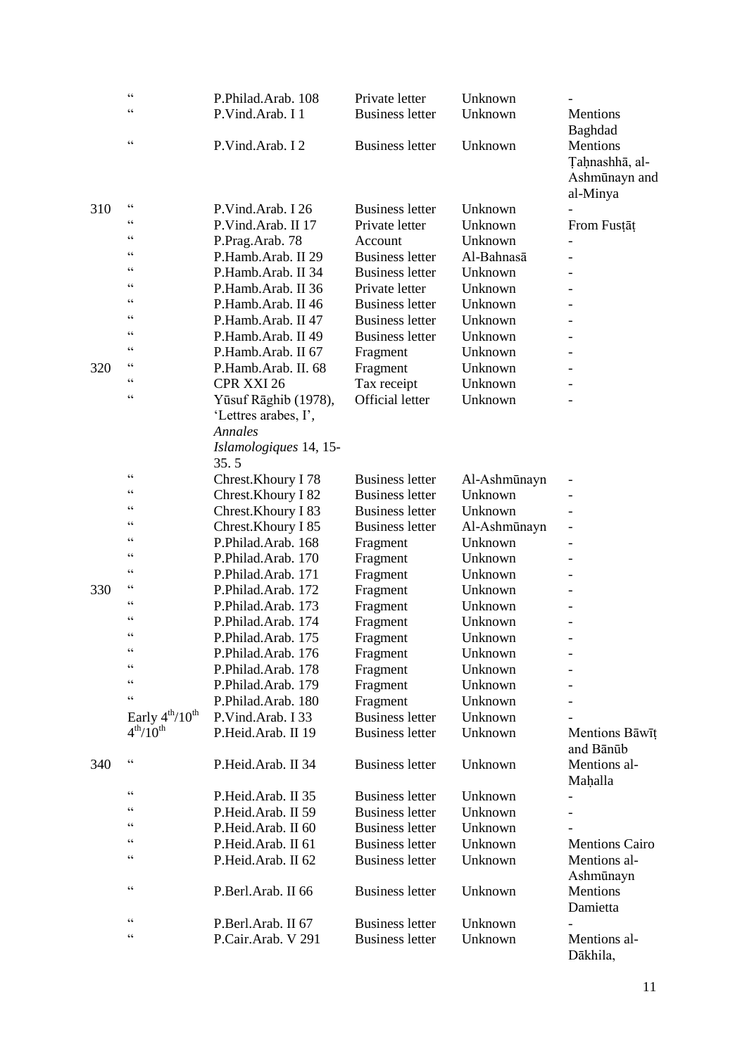|  |  |  |  |  |  |
|---|---|---|---|---|---|
|  | " | P.Philad.Arab. 108 | Private letter | Unknown | - |
|  | " | P.Vind.Arab. I 1 | Business letter | Unknown | Mentions Baghdad |
|  | " | P.Vind.Arab. I 2 | Business letter | Unknown | Mentions Ṭaḥnashhā, al-Ashmūnayn and al-Minya |
| 310 | " | P.Vind.Arab. I 26 | Business letter | Unknown | - |
|  | " | P.Vind.Arab. II 17 | Private letter | Unknown | From Fusṭāṭ |
|  | " | P.Prag.Arab. 78 | Account | Unknown | - |
|  | " | P.Hamb.Arab. II 29 | Business letter | Al-Bahnasā | - |
|  | " | P.Hamb.Arab. II 34 | Business letter | Unknown | - |
|  | " | P.Hamb.Arab. II 36 | Private letter | Unknown | - |
|  | " | P.Hamb.Arab. II 46 | Business letter | Unknown | - |
|  | " | P.Hamb.Arab. II 47 | Business letter | Unknown | - |
|  | " | P.Hamb.Arab. II 49 | Business letter | Unknown | - |
|  | " | P.Hamb.Arab. II 67 | Fragment | Unknown | - |
| 320 | " | P.Hamb.Arab. II. 68 | Fragment | Unknown | - |
|  | " | CPR XXI 26 | Tax receipt | Unknown | - |
|  | " | Yūsuf Rāghib (1978), 'Lettres arabes, I', *Annales Islamologiques* 14, 15-35. 5 | Official letter | Unknown | - |
|  | " | Chrest.Khoury I 78 | Business letter | Al-Ashmūnayn | - |
|  | " | Chrest.Khoury I 82 | Business letter | Unknown | - |
|  | " | Chrest.Khoury I 83 | Business letter | Unknown | - |
|  | " | Chrest.Khoury I 85 | Business letter | Al-Ashmūnayn | - |
|  | " | P.Philad.Arab. 168 | Fragment | Unknown | - |
|  | " | P.Philad.Arab. 170 | Fragment | Unknown | - |
|  | " | P.Philad.Arab. 171 | Fragment | Unknown | - |
| 330 | " | P.Philad.Arab. 172 | Fragment | Unknown | - |
|  | " | P.Philad.Arab. 173 | Fragment | Unknown | - |
|  | " | P.Philad.Arab. 174 | Fragment | Unknown | - |
|  | " | P.Philad.Arab. 175 | Fragment | Unknown | - |
|  | " | P.Philad.Arab. 176 | Fragment | Unknown | - |
|  | " | P.Philad.Arab. 178 | Fragment | Unknown | - |
|  | " | P.Philad.Arab. 179 | Fragment | Unknown | - |
|  | " | P.Philad.Arab. 180 | Fragment | Unknown | - |
|  | Early 4th/10th | P.Vind.Arab. I 33 | Business letter | Unknown | - |
|  | 4th/10th | P.Heid.Arab. II 19 | Business letter | Unknown | Mentions Bāwīṭ and Bānūb |
| 340 | " | P.Heid.Arab. II 34 | Business letter | Unknown | Mentions al-Maḥalla |
|  | " | P.Heid.Arab. II 35 | Business letter | Unknown | - |
|  | " | P.Heid.Arab. II 59 | Business letter | Unknown | - |
|  | " | P.Heid.Arab. II 60 | Business letter | Unknown | - |
|  | " | P.Heid.Arab. II 61 | Business letter | Unknown | Mentions Cairo |
|  | " | P.Heid.Arab. II 62 | Business letter | Unknown | Mentions al-Ashmūnayn |
|  | " | P.Berl.Arab. II 66 | Business letter | Unknown | Mentions Damietta |
|  | " | P.Berl.Arab. II 67 | Business letter | Unknown | - |
|  | " | P.Cair.Arab. V 291 | Business letter | Unknown | Mentions al-Dākhila, |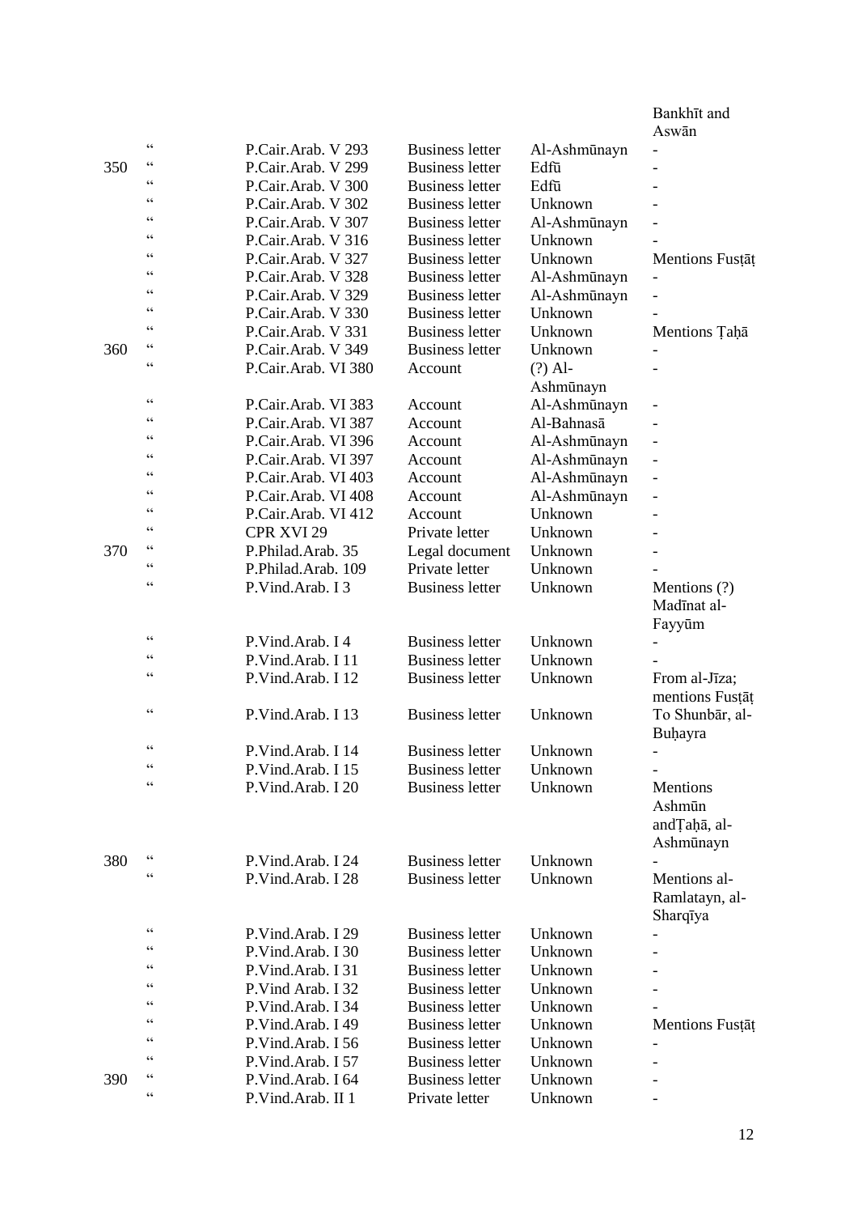| | | | | | |
|---|---|---|---|---|---|
| | | | | | Bankhīt and Aswān |
| | “ | P.Cair.Arab. V 293 | Business letter | Al-Ashmūnayn | - |
| 350 | “ | P.Cair.Arab. V 299 | Business letter | Edfū | - |
| | “ | P.Cair.Arab. V 300 | Business letter | Edfū | - |
| | “ | P.Cair.Arab. V 302 | Business letter | Unknown | - |
| | “ | P.Cair.Arab. V 307 | Business letter | Al-Ashmūnayn | - |
| | “ | P.Cair.Arab. V 316 | Business letter | Unknown | - |
| | “ | P.Cair.Arab. V 327 | Business letter | Unknown | Mentions Fusṭāṭ |
| | “ | P.Cair.Arab. V 328 | Business letter | Al-Ashmūnayn | - |
| | “ | P.Cair.Arab. V 329 | Business letter | Al-Ashmūnayn | - |
| | “ | P.Cair.Arab. V 330 | Business letter | Unknown | - |
| | “ | P.Cair.Arab. V 331 | Business letter | Unknown | Mentions Ṭaḥā |
| 360 | “ | P.Cair.Arab. V 349 | Business letter | Unknown | - |
| | “ | P.Cair.Arab. VI 380 | Account | (?) Al-Ashmūnayn | - |
| | “ | P.Cair.Arab. VI 383 | Account | Al-Ashmūnayn | - |
| | “ | P.Cair.Arab. VI 387 | Account | Al-Bahnasā | - |
| | “ | P.Cair.Arab. VI 396 | Account | Al-Ashmūnayn | - |
| | “ | P.Cair.Arab. VI 397 | Account | Al-Ashmūnayn | - |
| | “ | P.Cair.Arab. VI 403 | Account | Al-Ashmūnayn | - |
| | “ | P.Cair.Arab. VI 408 | Account | Al-Ashmūnayn | - |
| | “ | P.Cair.Arab. VI 412 | Account | Unknown | - |
| | “ | CPR XVI 29 | Private letter | Unknown | - |
| 370 | “ | P.Philad.Arab. 35 | Legal document | Unknown | - |
| | “ | P.Philad.Arab. 109 | Private letter | Unknown | - |
| | “ | P.Vind.Arab. I 3 | Business letter | Unknown | Mentions (?) Madīnat al-Fayyūm |
| | “ | P.Vind.Arab. I 4 | Business letter | Unknown | - |
| | “ | P.Vind.Arab. I 11 | Business letter | Unknown | - |
| | “ | P.Vind.Arab. I 12 | Business letter | Unknown | From al-Jīza; mentions Fusṭāṭ |
| | “ | P.Vind.Arab. I 13 | Business letter | Unknown | To Shunbār, al-Buḥayra |
| | “ | P.Vind.Arab. I 14 | Business letter | Unknown | - |
| | “ | P.Vind.Arab. I 15 | Business letter | Unknown | - |
| | “ | P.Vind.Arab. I 20 | Business letter | Unknown | Mentions Ashmūn andṬaḥā, al-Ashmūnayn |
| 380 | “ | P.Vind.Arab. I 24 | Business letter | Unknown | - |
| | “ | P.Vind.Arab. I 28 | Business letter | Unknown | Mentions al-Ramlatayn, al-Sharqīya |
| | “ | P.Vind.Arab. I 29 | Business letter | Unknown | - |
| | “ | P.Vind.Arab. I 30 | Business letter | Unknown | - |
| | “ | P.Vind.Arab. I 31 | Business letter | Unknown | - |
| | “ | P.Vind Arab. I 32 | Business letter | Unknown | - |
| | “ | P.Vind.Arab. I 34 | Business letter | Unknown | - |
| | “ | P.Vind.Arab. I 49 | Business letter | Unknown | Mentions Fusṭāṭ |
| | “ | P.Vind.Arab. I 56 | Business letter | Unknown | - |
| | “ | P.Vind.Arab. I 57 | Business letter | Unknown | - |
| 390 | “ | P.Vind.Arab. I 64 | Business letter | Unknown | - |
| | “ | P.Vind.Arab. II 1 | Private letter | Unknown | - |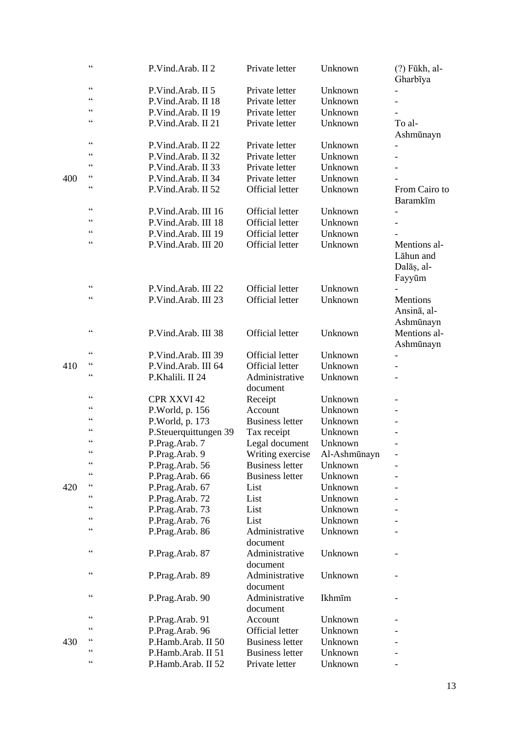|  |  |  |  |  |  |
|---|---|---|---|---|---|
|  | " | P.Vind.Arab. II 2 | Private letter | Unknown | (?) Fūkh, al-Gharbīya |
|  | " | P.Vind.Arab. II 5 | Private letter | Unknown | - |
|  | " | P.Vind.Arab. II 18 | Private letter | Unknown | - |
|  | " | P.Vind.Arab. II 19 | Private letter | Unknown | - |
|  | " | P.Vind.Arab. II 21 | Private letter | Unknown | To al-Ashmūnayn |
|  | " | P.Vind.Arab. II 22 | Private letter | Unknown | - |
|  | " | P.Vind.Arab. II 32 | Private letter | Unknown | - |
|  | " | P.Vind.Arab. II 33 | Private letter | Unknown | - |
| 400 | " | P.Vind.Arab. II 34 | Private letter | Unknown | - |
|  | " | P.Vind.Arab. II 52 | Official letter | Unknown | From Cairo to Baramkīm |
|  | " | P.Vind.Arab. III 16 | Official letter | Unknown | - |
|  | " | P.Vind.Arab. III 18 | Official letter | Unknown | - |
|  | " | P.Vind.Arab. III 19 | Official letter | Unknown | - |
|  | " | P.Vind.Arab. III 20 | Official letter | Unknown | Mentions al-Lāhun and Dalāṣ, al-Fayyūm |
|  | " | P.Vind.Arab. III 22 | Official letter | Unknown | - |
|  | " | P.Vind.Arab. III 23 | Official letter | Unknown | Mentions Ansinā, al-Ashmūnayn |
|  | " | P.Vind.Arab. III 38 | Official letter | Unknown | Mentions al-Ashmūnayn |
|  | " | P.Vind.Arab. III 39 | Official letter | Unknown | - |
| 410 | " | P.Vind.Arab. III 64 | Official letter | Unknown | - |
|  | " | P.Khalili. II 24 | Administrative document | Unknown | - |
|  | " | CPR XXVI 42 | Receipt | Unknown | - |
|  | " | P.World, p. 156 | Account | Unknown | - |
|  | " | P.World, p. 173 | Business letter | Unknown | - |
|  | " | P.Steuerquittungen 39 | Tax receipt | Unknown | - |
|  | " | P.Prag.Arab. 7 | Legal document | Unknown | - |
|  | " | P.Prag.Arab. 9 | Writing exercise | Al-Ashmūnayn | - |
|  | " | P.Prag.Arab. 56 | Business letter | Unknown | - |
|  | " | P.Prag.Arab. 66 | Business letter | Unknown | - |
| 420 | " | P.Prag.Arab. 67 | List | Unknown | - |
|  | " | P.Prag.Arab. 72 | List | Unknown | - |
|  | " | P.Prag.Arab. 73 | List | Unknown | - |
|  | " | P.Prag.Arab. 76 | List | Unknown | - |
|  | " | P.Prag.Arab. 86 | Administrative document | Unknown | - |
|  | " | P.Prag.Arab. 87 | Administrative document | Unknown | - |
|  | " | P.Prag.Arab. 89 | Administrative document | Unknown | - |
|  | " | P.Prag.Arab. 90 | Administrative document | Ikhmīm | - |
|  | " | P.Prag.Arab. 91 | Account | Unknown | - |
|  | " | P.Prag.Arab. 96 | Official letter | Unknown | - |
| 430 | " | P.Hamb.Arab. II 50 | Business letter | Unknown | - |
|  | " | P.Hamb.Arab. II 51 | Business letter | Unknown | - |
|  | " | P.Hamb.Arab. II 52 | Private letter | Unknown | - |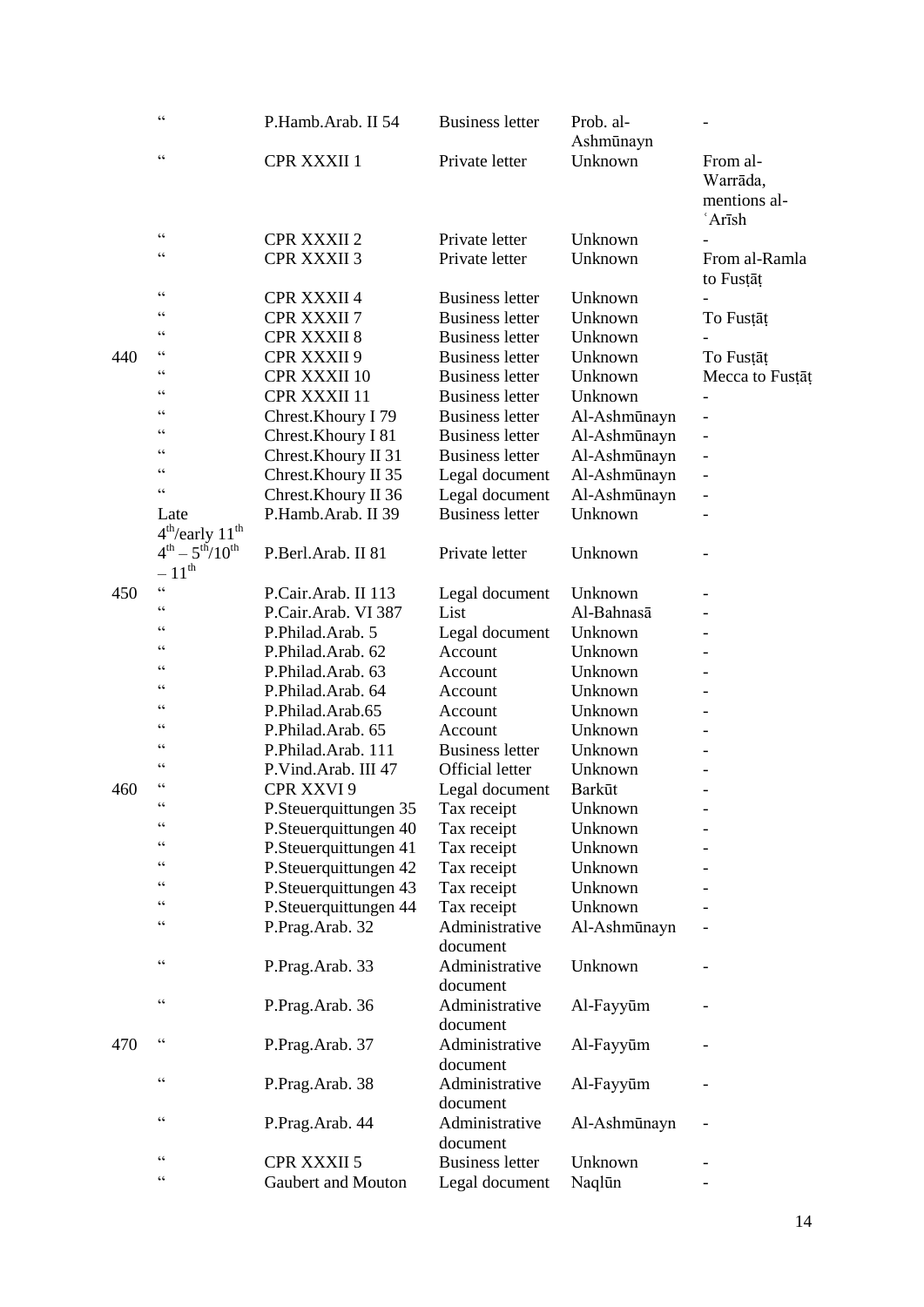| | | | | | |
|---|---|---|---|---|---|
| | " | P.Hamb.Arab. II 54 | Business letter | Prob. al-Ashmūnayn | - |
| | " | CPR XXXII 1 | Private letter | Unknown | From al-Warrāda, mentions al-ʿArīsh |
| | " | CPR XXXII 2 | Private letter | Unknown | - |
| | " | CPR XXXII 3 | Private letter | Unknown | From al-Ramla to Fusṭāṭ |
| | " | CPR XXXII 4 | Business letter | Unknown | - |
| | " | CPR XXXII 7 | Business letter | Unknown | To Fusṭāṭ |
| | " | CPR XXXII 8 | Business letter | Unknown | - |
| 440 | " | CPR XXXII 9 | Business letter | Unknown | To Fusṭāṭ |
| | " | CPR XXXII 10 | Business letter | Unknown | Mecca to Fusṭāṭ |
| | " | CPR XXXII 11 | Business letter | Unknown | - |
| | " | Chrest.Khoury I 79 | Business letter | Al-Ashmūnayn | - |
| | " | Chrest.Khoury I 81 | Business letter | Al-Ashmūnayn | - |
| | " | Chrest.Khoury II 31 | Business letter | Al-Ashmūnayn | - |
| | " | Chrest.Khoury II 35 | Legal document | Al-Ashmūnayn | - |
| | " | Chrest.Khoury II 36 | Legal document | Al-Ashmūnayn | - |
| | Late 4th/early 11th | P.Hamb.Arab. II 39 | Business letter | Unknown | - |
| | 4th – 5th/10th – 11th | P.Berl.Arab. II 81 | Private letter | Unknown | - |
| 450 | " | P.Cair.Arab. II 113 | Legal document | Unknown | - |
| | " | P.Cair.Arab. VI 387 | List | Al-Bahnasā | - |
| | " | P.Philad.Arab. 5 | Legal document | Unknown | - |
| | " | P.Philad.Arab. 62 | Account | Unknown | - |
| | " | P.Philad.Arab. 63 | Account | Unknown | - |
| | " | P.Philad.Arab. 64 | Account | Unknown | - |
| | " | P.Philad.Arab.65 | Account | Unknown | - |
| | " | P.Philad.Arab. 65 | Account | Unknown | - |
| | " | P.Philad.Arab. 111 | Business letter | Unknown | - |
| | " | P.Vind.Arab. III 47 | Official letter | Unknown | - |
| 460 | " | CPR XXVI 9 | Legal document | Barkūt | - |
| | " | P.Steuerquittungen 35 | Tax receipt | Unknown | - |
| | " | P.Steuerquittungen 40 | Tax receipt | Unknown | - |
| | " | P.Steuerquittungen 41 | Tax receipt | Unknown | - |
| | " | P.Steuerquittungen 42 | Tax receipt | Unknown | - |
| | " | P.Steuerquittungen 43 | Tax receipt | Unknown | - |
| | " | P.Steuerquittungen 44 | Tax receipt | Unknown | - |
| | " | P.Prag.Arab. 32 | Administrative document | Al-Ashmūnayn | - |
| | " | P.Prag.Arab. 33 | Administrative document | Unknown | - |
| | " | P.Prag.Arab. 36 | Administrative document | Al-Fayyūm | - |
| 470 | " | P.Prag.Arab. 37 | Administrative document | Al-Fayyūm | - |
| | " | P.Prag.Arab. 38 | Administrative document | Al-Fayyūm | - |
| | " | P.Prag.Arab. 44 | Administrative document | Al-Ashmūnayn | - |
| | " | CPR XXXII 5 | Business letter | Unknown | - |
| | " | Gaubert and Mouton | Legal document | Naqlūn | - |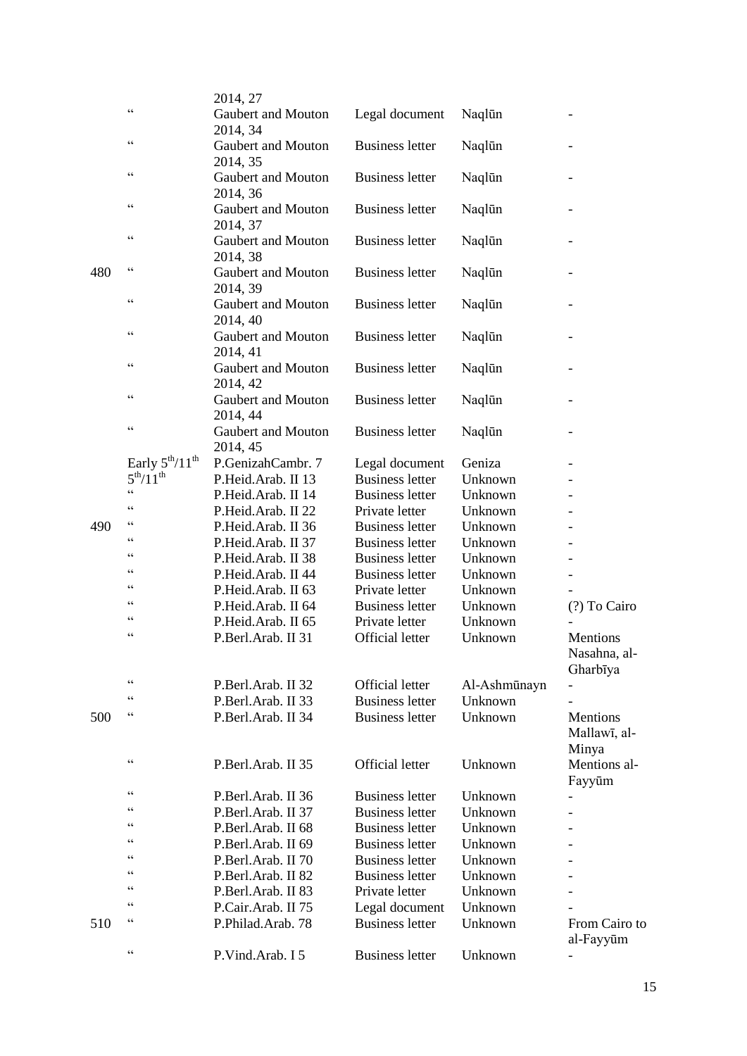| | | | | | |
|---|---|---|---|---|---|
| | | 2014, 27 | | | |
| | “ | Gaubert and Mouton 2014, 34 | Legal document | Naqlūn | - |
| | “ | Gaubert and Mouton 2014, 35 | Business letter | Naqlūn | - |
| | “ | Gaubert and Mouton 2014, 36 | Business letter | Naqlūn | - |
| | “ | Gaubert and Mouton 2014, 37 | Business letter | Naqlūn | - |
| | “ | Gaubert and Mouton 2014, 38 | Business letter | Naqlūn | - |
| 480 | “ | Gaubert and Mouton 2014, 39 | Business letter | Naqlūn | - |
| | “ | Gaubert and Mouton 2014, 40 | Business letter | Naqlūn | - |
| | “ | Gaubert and Mouton 2014, 41 | Business letter | Naqlūn | - |
| | “ | Gaubert and Mouton 2014, 42 | Business letter | Naqlūn | - |
| | “ | Gaubert and Mouton 2014, 44 | Business letter | Naqlūn | - |
| | “ | Gaubert and Mouton 2014, 45 | Business letter | Naqlūn | - |
| | Early 5th/11th | P.GenizahCambr. 7 | Legal document | Geniza | - |
| | 5th/11th | P.Heid.Arab. II 13 | Business letter | Unknown | - |
| | “ | P.Heid.Arab. II 14 | Business letter | Unknown | - |
| | “ | P.Heid.Arab. II 22 | Private letter | Unknown | - |
| 490 | “ | P.Heid.Arab. II 36 | Business letter | Unknown | - |
| | “ | P.Heid.Arab. II 37 | Business letter | Unknown | - |
| | “ | P.Heid.Arab. II 38 | Business letter | Unknown | - |
| | “ | P.Heid.Arab. II 44 | Business letter | Unknown | - |
| | “ | P.Heid.Arab. II 63 | Private letter | Unknown | - |
| | “ | P.Heid.Arab. II 64 | Business letter | Unknown | (?) To Cairo |
| | “ | P.Heid.Arab. II 65 | Private letter | Unknown | - |
| | “ | P.Berl.Arab. II 31 | Official letter | Unknown | Mentions Nasahna, al-Gharbīya |
| | “ | P.Berl.Arab. II 32 | Official letter | Al-Ashmūnayn | - |
| | “ | P.Berl.Arab. II 33 | Business letter | Unknown | - |
| 500 | “ | P.Berl.Arab. II 34 | Business letter | Unknown | Mentions Mallawī, al-Minya |
| | “ | P.Berl.Arab. II 35 | Official letter | Unknown | Mentions al-Fayyūm |
| | “ | P.Berl.Arab. II 36 | Business letter | Unknown | - |
| | “ | P.Berl.Arab. II 37 | Business letter | Unknown | - |
| | “ | P.Berl.Arab. II 68 | Business letter | Unknown | - |
| | “ | P.Berl.Arab. II 69 | Business letter | Unknown | - |
| | “ | P.Berl.Arab. II 70 | Business letter | Unknown | - |
| | “ | P.Berl.Arab. II 82 | Business letter | Unknown | - |
| | “ | P.Berl.Arab. II 83 | Private letter | Unknown | - |
| | “ | P.Cair.Arab. II 75 | Legal document | Unknown | - |
| 510 | “ | P.Philad.Arab. 78 | Business letter | Unknown | From Cairo to al-Fayyūm |
| | “ | P.Vind.Arab. I 5 | Business letter | Unknown | - |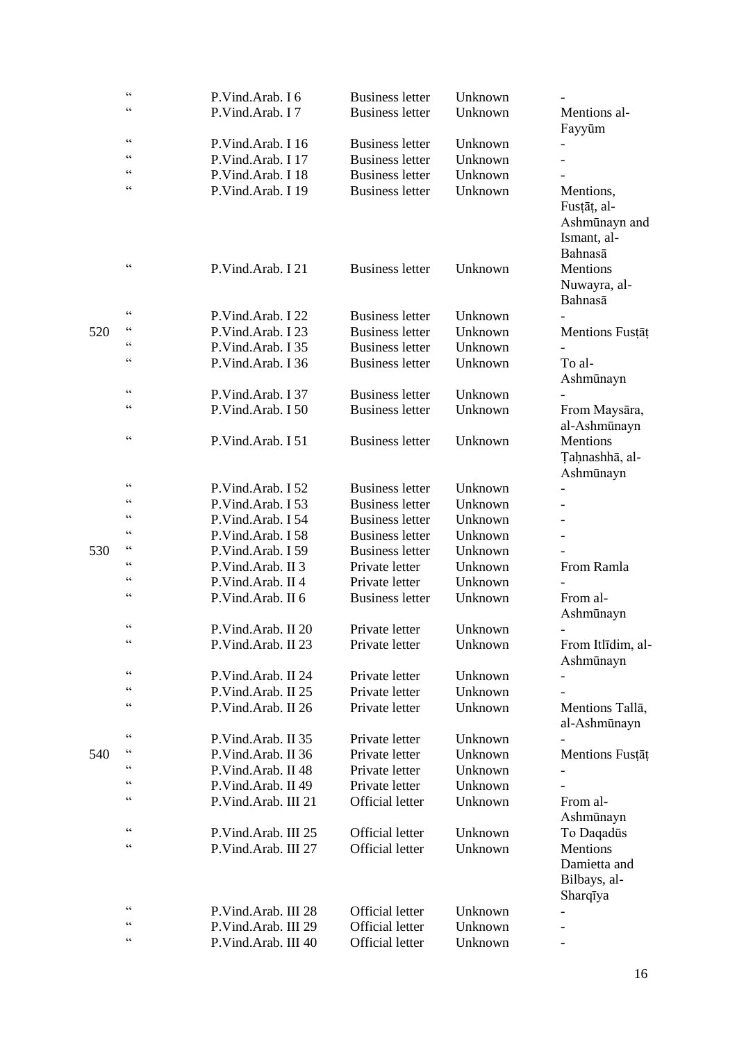| | | | | |
|---|---|---|---|---|
| | " | P.Vind.Arab. I 6 | Business letter | Unknown | - |
| | " | P.Vind.Arab. I 7 | Business letter | Unknown | Mentions al-Fayyūm |
| | " | P.Vind.Arab. I 16 | Business letter | Unknown | - |
| | " | P.Vind.Arab. I 17 | Business letter | Unknown | - |
| | " | P.Vind.Arab. I 18 | Business letter | Unknown | - |
| | " | P.Vind.Arab. I 19 | Business letter | Unknown | Mentions, Fusṭāṭ, al-Ashmūnayn and Ismant, al-Bahnasā |
| | " | P.Vind.Arab. I 21 | Business letter | Unknown | Mentions Nuwayra, al-Bahnasā |
| | " | P.Vind.Arab. I 22 | Business letter | Unknown | - |
| 520 | " | P.Vind.Arab. I 23 | Business letter | Unknown | Mentions Fusṭāṭ |
| | " | P.Vind.Arab. I 35 | Business letter | Unknown | - |
| | " | P.Vind.Arab. I 36 | Business letter | Unknown | To al-Ashmūnayn |
| | " | P.Vind.Arab. I 37 | Business letter | Unknown | - |
| | " | P.Vind.Arab. I 50 | Business letter | Unknown | From Maysāra, al-Ashmūnayn |
| | " | P.Vind.Arab. I 51 | Business letter | Unknown | Mentions Ṭaḥnashhā, al-Ashmūnayn |
| | " | P.Vind.Arab. I 52 | Business letter | Unknown | - |
| | " | P.Vind.Arab. I 53 | Business letter | Unknown | - |
| | " | P.Vind.Arab. I 54 | Business letter | Unknown | - |
| | " | P.Vind.Arab. I 58 | Business letter | Unknown | - |
| 530 | " | P.Vind.Arab. I 59 | Business letter | Unknown | - |
| | " | P.Vind.Arab. II 3 | Private letter | Unknown | From Ramla |
| | " | P.Vind.Arab. II 4 | Private letter | Unknown | - |
| | " | P.Vind.Arab. II 6 | Business letter | Unknown | From al-Ashmūnayn |
| | " | P.Vind.Arab. II 20 | Private letter | Unknown | - |
| | " | P.Vind.Arab. II 23 | Private letter | Unknown | From Itlīdim, al-Ashmūnayn |
| | " | P.Vind.Arab. II 24 | Private letter | Unknown | - |
| | " | P.Vind.Arab. II 25 | Private letter | Unknown | - |
| | " | P.Vind.Arab. II 26 | Private letter | Unknown | Mentions Tallā, al-Ashmūnayn |
| | " | P.Vind.Arab. II 35 | Private letter | Unknown | - |
| 540 | " | P.Vind.Arab. II 36 | Private letter | Unknown | Mentions Fusṭāṭ |
| | " | P.Vind.Arab. II 48 | Private letter | Unknown | - |
| | " | P.Vind.Arab. II 49 | Private letter | Unknown | - |
| | " | P.Vind.Arab. III 21 | Official letter | Unknown | From al-Ashmūnayn |
| | " | P.Vind.Arab. III 25 | Official letter | Unknown | To Daqadūs |
| | " | P.Vind.Arab. III 27 | Official letter | Unknown | Mentions Damietta and Bilbays, al-Sharqīya |
| | " | P.Vind.Arab. III 28 | Official letter | Unknown | - |
| | " | P.Vind.Arab. III 29 | Official letter | Unknown | - |
| | " | P.Vind.Arab. III 40 | Official letter | Unknown | - |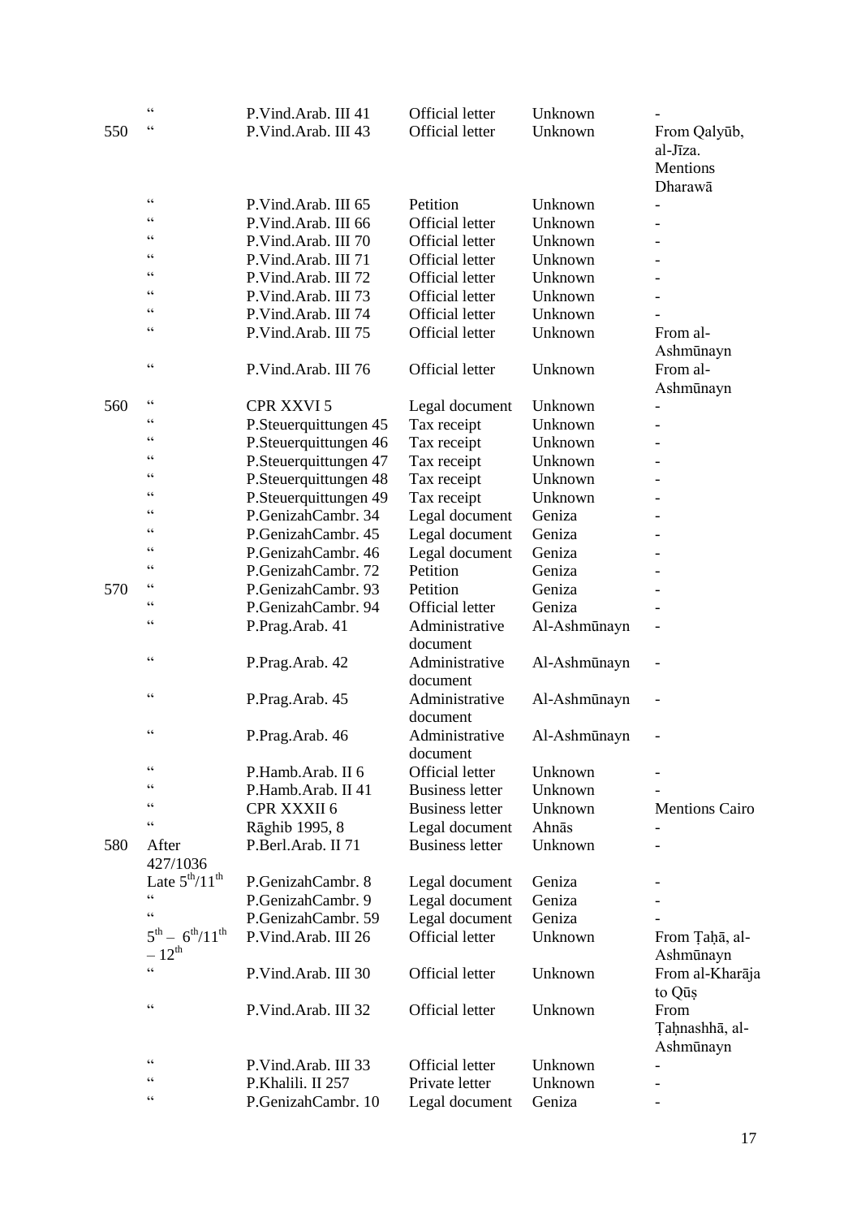| | | | | | |
|---|---|---|---|---|---|
| | " | P.Vind.Arab. III 41 | Official letter | Unknown | - |
| 550 | " | P.Vind.Arab. III 43 | Official letter | Unknown | From Qalyūb, al-Jīza. Mentions Dharawā |
| | " | P.Vind.Arab. III 65 | Petition | Unknown | - |
| | " | P.Vind.Arab. III 66 | Official letter | Unknown | - |
| | " | P.Vind.Arab. III 70 | Official letter | Unknown | - |
| | " | P.Vind.Arab. III 71 | Official letter | Unknown | - |
| | " | P.Vind.Arab. III 72 | Official letter | Unknown | - |
| | " | P.Vind.Arab. III 73 | Official letter | Unknown | - |
| | " | P.Vind.Arab. III 74 | Official letter | Unknown | - |
| | " | P.Vind.Arab. III 75 | Official letter | Unknown | From al-Ashmūnayn |
| | " | P.Vind.Arab. III 76 | Official letter | Unknown | From al-Ashmūnayn |
| 560 | " | CPR XXVI 5 | Legal document | Unknown | - |
| | " | P.Steuerquittungen 45 | Tax receipt | Unknown | - |
| | " | P.Steuerquittungen 46 | Tax receipt | Unknown | - |
| | " | P.Steuerquittungen 47 | Tax receipt | Unknown | - |
| | " | P.Steuerquittungen 48 | Tax receipt | Unknown | - |
| | " | P.Steuerquittungen 49 | Tax receipt | Unknown | - |
| | " | P.GenizahCambr. 34 | Legal document | Geniza | - |
| | " | P.GenizahCambr. 45 | Legal document | Geniza | - |
| | " | P.GenizahCambr. 46 | Legal document | Geniza | - |
| | " | P.GenizahCambr. 72 | Petition | Geniza | - |
| 570 | " | P.GenizahCambr. 93 | Petition | Geniza | - |
| | " | P.GenizahCambr. 94 | Official letter | Geniza | - |
| | " | P.Prag.Arab. 41 | Administrative document | Al-Ashmūnayn | - |
| | " | P.Prag.Arab. 42 | Administrative document | Al-Ashmūnayn | - |
| | " | P.Prag.Arab. 45 | Administrative document | Al-Ashmūnayn | - |
| | " | P.Prag.Arab. 46 | Administrative document | Al-Ashmūnayn | - |
| | " | P.Hamb.Arab. II 6 | Official letter | Unknown | - |
| | " | P.Hamb.Arab. II 41 | Business letter | Unknown | - |
| | " | CPR XXXII 6 | Business letter | Unknown | Mentions Cairo |
| | " | Rāghib 1995, 8 | Legal document | Ahnās | - |
| 580 | After 427/1036 | P.Berl.Arab. II 71 | Business letter | Unknown | - |
| | Late 5th/11th | P.GenizahCambr. 8 | Legal document | Geniza | - |
| | " | P.GenizahCambr. 9 | Legal document | Geniza | - |
| | " | P.GenizahCambr. 59 | Legal document | Geniza | - |
| | 5th – 6th/11th – 12th | P.Vind.Arab. III 26 | Official letter | Unknown | From Ṭaḥā, al-Ashmūnayn |
| | " | P.Vind.Arab. III 30 | Official letter | Unknown | From al-Kharāja to Qūṣ |
| | " | P.Vind.Arab. III 32 | Official letter | Unknown | From Ṭaḥnashhā, al-Ashmūnayn |
| | " | P.Vind.Arab. III 33 | Official letter | Unknown | - |
| | " | P.Khalili. II 257 | Private letter | Unknown | - |
| | " | P.GenizahCambr. 10 | Legal document | Geniza | - |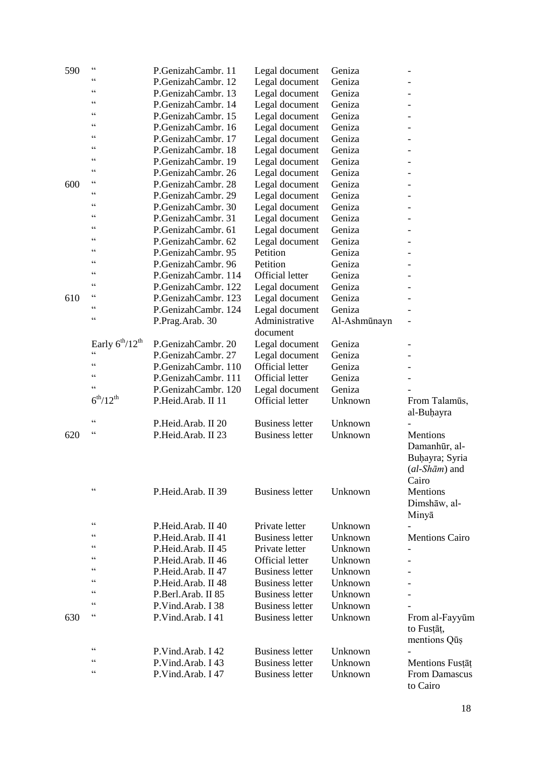| | | | | | |
|---|---|---|---|---|---|
| 590 | “ | P.GenizahCambr. 11 | Legal document | Geniza | - |
| | “ | P.GenizahCambr. 12 | Legal document | Geniza | - |
| | “ | P.GenizahCambr. 13 | Legal document | Geniza | - |
| | “ | P.GenizahCambr. 14 | Legal document | Geniza | - |
| | “ | P.GenizahCambr. 15 | Legal document | Geniza | - |
| | “ | P.GenizahCambr. 16 | Legal document | Geniza | - |
| | “ | P.GenizahCambr. 17 | Legal document | Geniza | - |
| | “ | P.GenizahCambr. 18 | Legal document | Geniza | - |
| | “ | P.GenizahCambr. 19 | Legal document | Geniza | - |
| | “ | P.GenizahCambr. 26 | Legal document | Geniza | - |
| 600 | “ | P.GenizahCambr. 28 | Legal document | Geniza | - |
| | “ | P.GenizahCambr. 29 | Legal document | Geniza | - |
| | “ | P.GenizahCambr. 30 | Legal document | Geniza | - |
| | “ | P.GenizahCambr. 31 | Legal document | Geniza | - |
| | “ | P.GenizahCambr. 61 | Legal document | Geniza | - |
| | “ | P.GenizahCambr. 62 | Legal document | Geniza | - |
| | “ | P.GenizahCambr. 95 | Petition | Geniza | - |
| | “ | P.GenizahCambr. 96 | Petition | Geniza | - |
| | “ | P.GenizahCambr. 114 | Official letter | Geniza | - |
| | “ | P.GenizahCambr. 122 | Legal document | Geniza | - |
| 610 | “ | P.GenizahCambr. 123 | Legal document | Geniza | - |
| | “ | P.GenizahCambr. 124 | Legal document | Geniza | - |
| | “ | P.Prag.Arab. 30 | Administrative document | Al-Ashmūnayn | - |
| | Early 6th/12th | P.GenizahCambr. 20 | Legal document | Geniza | - |
| | “ | P.GenizahCambr. 27 | Legal document | Geniza | - |
| | “ | P.GenizahCambr. 110 | Official letter | Geniza | - |
| | “ | P.GenizahCambr. 111 | Official letter | Geniza | - |
| | “ | P.GenizahCambr. 120 | Legal document | Geniza | - |
| | 6th/12th | P.Heid.Arab. II 11 | Official letter | Unknown | From Talamūs, al-Buḥayra |
| | “ | P.Heid.Arab. II 20 | Business letter | Unknown | - |
| 620 | “ | P.Heid.Arab. II 23 | Business letter | Unknown | Mentions Damanhūr, al-Buḥayra; Syria (*al-Shām*) and Cairo |
| | “ | P.Heid.Arab. II 39 | Business letter | Unknown | Mentions Dimshāw, al-Minyā |
| | “ | P.Heid.Arab. II 40 | Private letter | Unknown | - |
| | “ | P.Heid.Arab. II 41 | Business letter | Unknown | Mentions Cairo |
| | “ | P.Heid.Arab. II 45 | Private letter | Unknown | - |
| | “ | P.Heid.Arab. II 46 | Official letter | Unknown | - |
| | “ | P.Heid.Arab. II 47 | Business letter | Unknown | - |
| | “ | P.Heid.Arab. II 48 | Business letter | Unknown | - |
| | “ | P.Berl.Arab. II 85 | Business letter | Unknown | - |
| | “ | P.Vind.Arab. I 38 | Business letter | Unknown | - |
| 630 | “ | P.Vind.Arab. I 41 | Business letter | Unknown | From al-Fayyūm to Fusṭāṭ, mentions Qūṣ |
| | “ | P.Vind.Arab. I 42 | Business letter | Unknown | - |
| | “ | P.Vind.Arab. I 43 | Business letter | Unknown | Mentions Fusṭāṭ |
| | “ | P.Vind.Arab. I 47 | Business letter | Unknown | From Damascus to Cairo |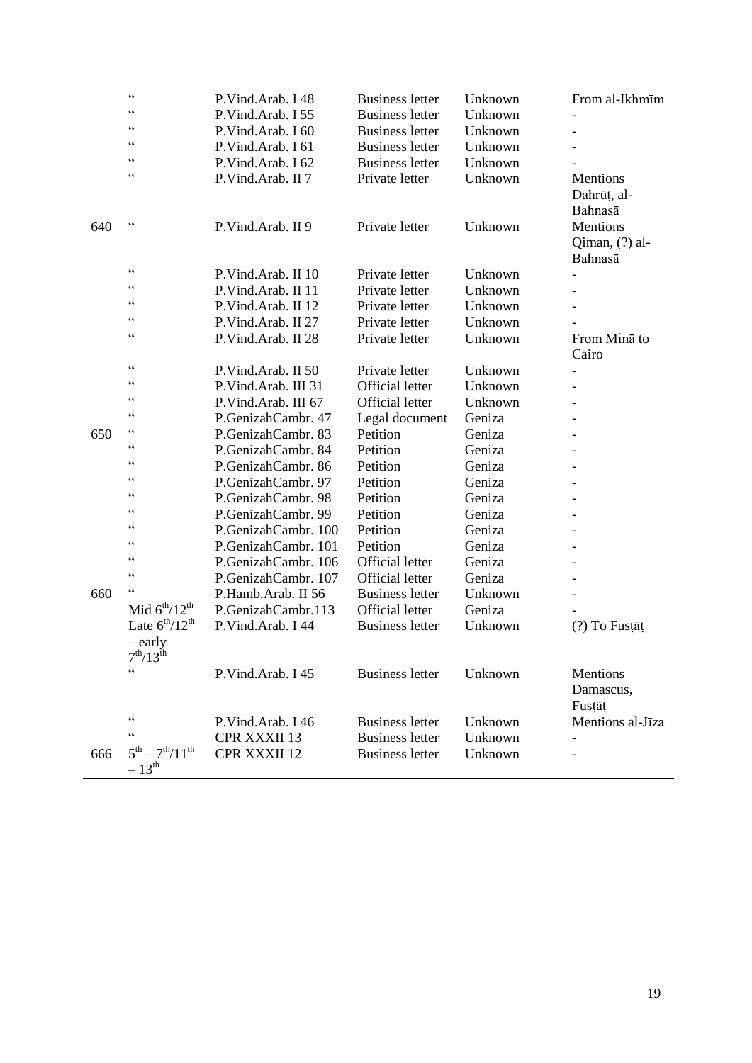| | | | | | |
|---|---|---|---|---|---|
| | " | P.Vind.Arab. I 48 | Business letter | Unknown | From al-Ikhmīm |
| | " | P.Vind.Arab. I 55 | Business letter | Unknown | - |
| | " | P.Vind.Arab. I 60 | Business letter | Unknown | - |
| | " | P.Vind.Arab. I 61 | Business letter | Unknown | - |
| | " | P.Vind.Arab. I 62 | Business letter | Unknown | - |
| | " | P.Vind.Arab. II 7 | Private letter | Unknown | Mentions Dahrūṭ, al-Bahnasā |
| 640 | " | P.Vind.Arab. II 9 | Private letter | Unknown | Mentions Qiman, (?) al-Bahnasā |
| | " | P.Vind.Arab. II 10 | Private letter | Unknown | - |
| | " | P.Vind.Arab. II 11 | Private letter | Unknown | - |
| | " | P.Vind.Arab. II 12 | Private letter | Unknown | - |
| | " | P.Vind.Arab. II 27 | Private letter | Unknown | - |
| | " | P.Vind.Arab. II 28 | Private letter | Unknown | From Minā to Cairo |
| | " | P.Vind.Arab. II 50 | Private letter | Unknown | - |
| | " | P.Vind.Arab. III 31 | Official letter | Unknown | - |
| | " | P.Vind.Arab. III 67 | Official letter | Unknown | - |
| | " | P.GenizahCambr. 47 | Legal document | Geniza | - |
| 650 | " | P.GenizahCambr. 83 | Petition | Geniza | - |
| | " | P.GenizahCambr. 84 | Petition | Geniza | - |
| | " | P.GenizahCambr. 86 | Petition | Geniza | - |
| | " | P.GenizahCambr. 97 | Petition | Geniza | - |
| | " | P.GenizahCambr. 98 | Petition | Geniza | - |
| | " | P.GenizahCambr. 99 | Petition | Geniza | - |
| | " | P.GenizahCambr. 100 | Petition | Geniza | - |
| | " | P.GenizahCambr. 101 | Petition | Geniza | - |
| | " | P.GenizahCambr. 106 | Official letter | Geniza | - |
| | " | P.GenizahCambr. 107 | Official letter | Geniza | - |
| 660 | " | P.Hamb.Arab. II 56 | Business letter | Unknown | - |
| | Mid 6th/12th | P.GenizahCambr.113 | Official letter | Geniza | - |
| | Late 6th/12th – early 7th/13th | P.Vind.Arab. I 44 | Business letter | Unknown | (?) To Fusṭāṭ |
| | " | P.Vind.Arab. I 45 | Business letter | Unknown | Mentions Damascus, Fusṭāṭ |
| | " | P.Vind.Arab. I 46 | Business letter | Unknown | Mentions al-Jīza |
| | " | CPR XXXII 13 | Business letter | Unknown | - |
| 666 | 5th – 7th/11th – 13th | CPR XXXII 12 | Business letter | Unknown | - |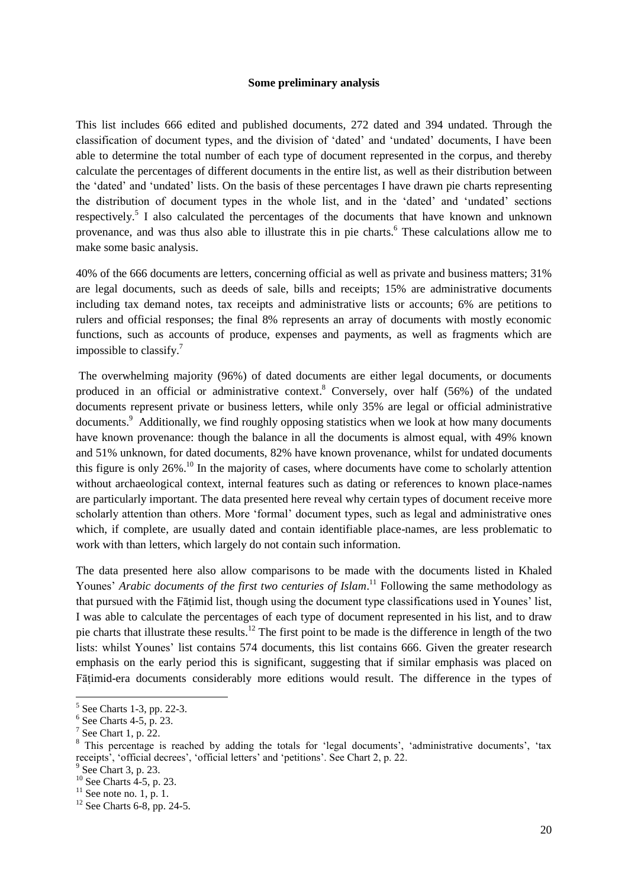**Some preliminary analysis**

This list includes 666 edited and published documents, 272 dated and 394 undated. Through the classification of document types, and the division of 'dated' and 'undated' documents, I have been able to determine the total number of each type of document represented in the corpus, and thereby calculate the percentages of different documents in the entire list, as well as their distribution between the 'dated' and 'undated' lists. On the basis of these percentages I have drawn pie charts representing the distribution of document types in the whole list, and in the 'dated' and 'undated' sections respectively.[5] I also calculated the percentages of the documents that have known and unknown provenance, and was thus also able to illustrate this in pie charts.[6] These calculations allow me to make some basic analysis.

40% of the 666 documents are letters, concerning official as well as private and business matters; 31% are legal documents, such as deeds of sale, bills and receipts; 15% are administrative documents including tax demand notes, tax receipts and administrative lists or accounts; 6% are petitions to rulers and official responses; the final 8% represents an array of documents with mostly economic functions, such as accounts of produce, expenses and payments, as well as fragments which are impossible to classify.[7]

The overwhelming majority (96%) of dated documents are either legal documents, or documents produced in an official or administrative context.[8] Conversely, over half (56%) of the undated documents represent private or business letters, while only 35% are legal or official administrative documents.[9] Additionally, we find roughly opposing statistics when we look at how many documents have known provenance: though the balance in all the documents is almost equal, with 49% known and 51% unknown, for dated documents, 82% have known provenance, whilst for undated documents this figure is only 26%.[10] In the majority of cases, where documents have come to scholarly attention without archaeological context, internal features such as dating or references to known place-names are particularly important. The data presented here reveal why certain types of document receive more scholarly attention than others. More 'formal' document types, such as legal and administrative ones which, if complete, are usually dated and contain identifiable place-names, are less problematic to work with than letters, which largely do not contain such information.

The data presented here also allow comparisons to be made with the documents listed in Khaled Younes' *Arabic documents of the first two centuries of Islam*.[11] Following the same methodology as that pursued with the Fāṭimid list, though using the document type classifications used in Younes' list, I was able to calculate the percentages of each type of document represented in his list, and to draw pie charts that illustrate these results.[12] The first point to be made is the difference in length of the two lists: whilst Younes' list contains 574 documents, this list contains 666. Given the greater research emphasis on the early period this is significant, suggesting that if similar emphasis was placed on Fāṭimid-era documents considerably more editions would result. The difference in the types of

---

[5] See Charts 1-3, pp. 22-3.

[6] See Charts 4-5, p. 23.

[7] See Chart 1, p. 22.

[8] This percentage is reached by adding the totals for 'legal documents', 'administrative documents', 'tax receipts', 'official decrees', 'official letters' and 'petitions'. See Chart 2, p. 22.

[9] See Chart 3, p. 23.

[10] See Charts 4-5, p. 23.

[11] See note no. 1, p. 1.

[12] See Charts 6-8, pp. 24-5.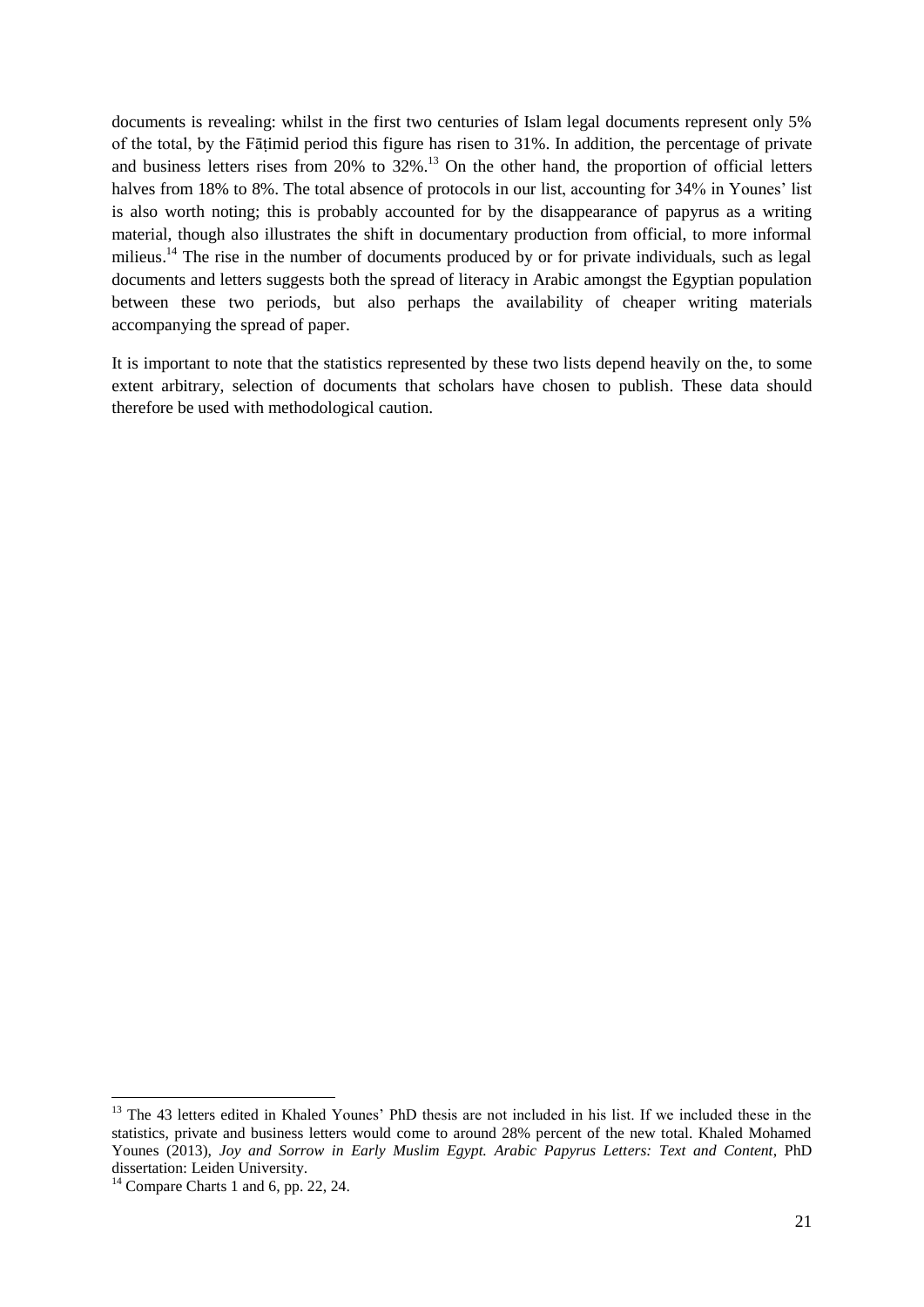documents is revealing: whilst in the first two centuries of Islam legal documents represent only 5% of the total, by the Fāṭimid period this figure has risen to 31%. In addition, the percentage of private and business letters rises from 20% to 32%.[13] On the other hand, the proportion of official letters halves from 18% to 8%. The total absence of protocols in our list, accounting for 34% in Younes' list is also worth noting; this is probably accounted for by the disappearance of papyrus as a writing material, though also illustrates the shift in documentary production from official, to more informal milieus.[14] The rise in the number of documents produced by or for private individuals, such as legal documents and letters suggests both the spread of literacy in Arabic amongst the Egyptian population between these two periods, but also perhaps the availability of cheaper writing materials accompanying the spread of paper.

It is important to note that the statistics represented by these two lists depend heavily on the, to some extent arbitrary, selection of documents that scholars have chosen to publish. These data should therefore be used with methodological caution.

---

[13] The 43 letters edited in Khaled Younes' PhD thesis are not included in his list. If we included these in the statistics, private and business letters would come to around 28% percent of the new total. Khaled Mohamed Younes (2013), *Joy and Sorrow in Early Muslim Egypt. Arabic Papyrus Letters: Text and Content*, PhD dissertation: Leiden University.

[14] Compare Charts 1 and 6, pp. 22, 24.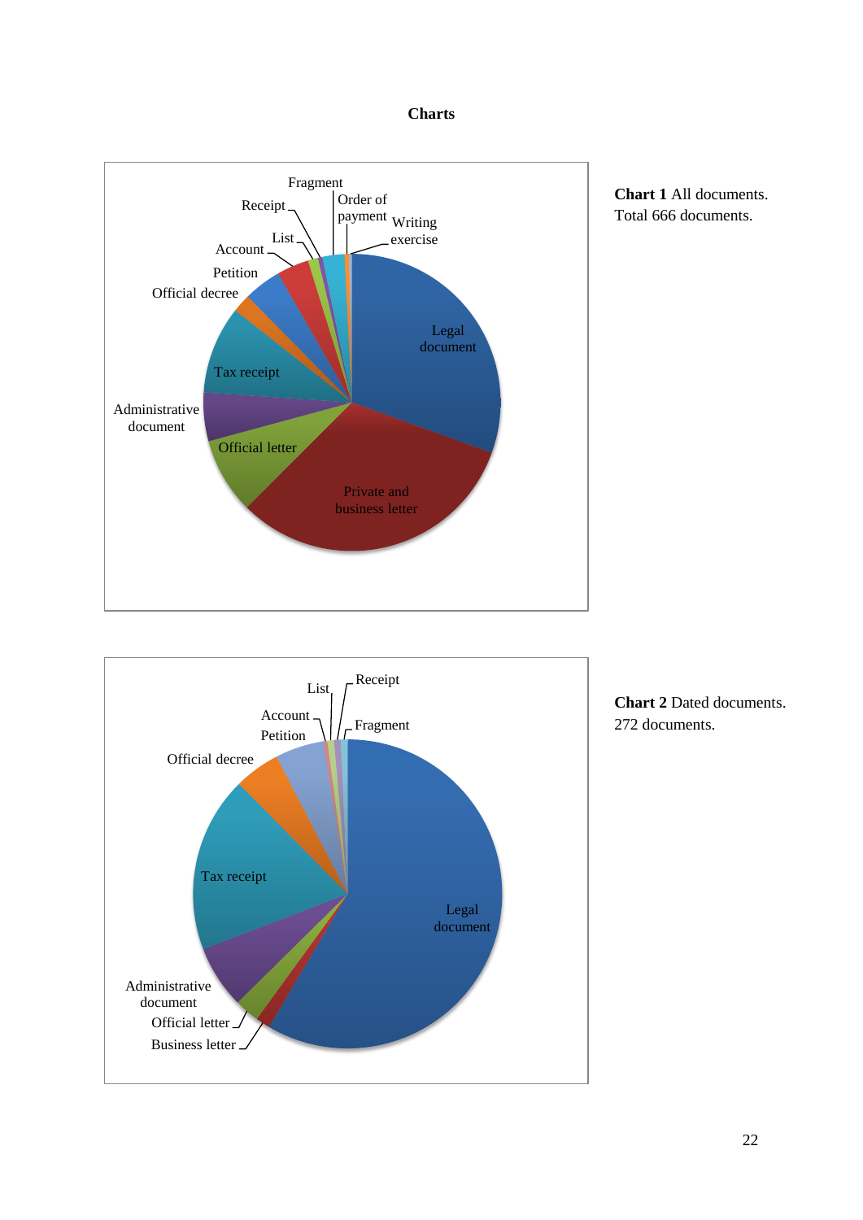# Charts

**Chart 1** All documents. Total 666 documents.

**Chart 2** Dated documents. 272 documents.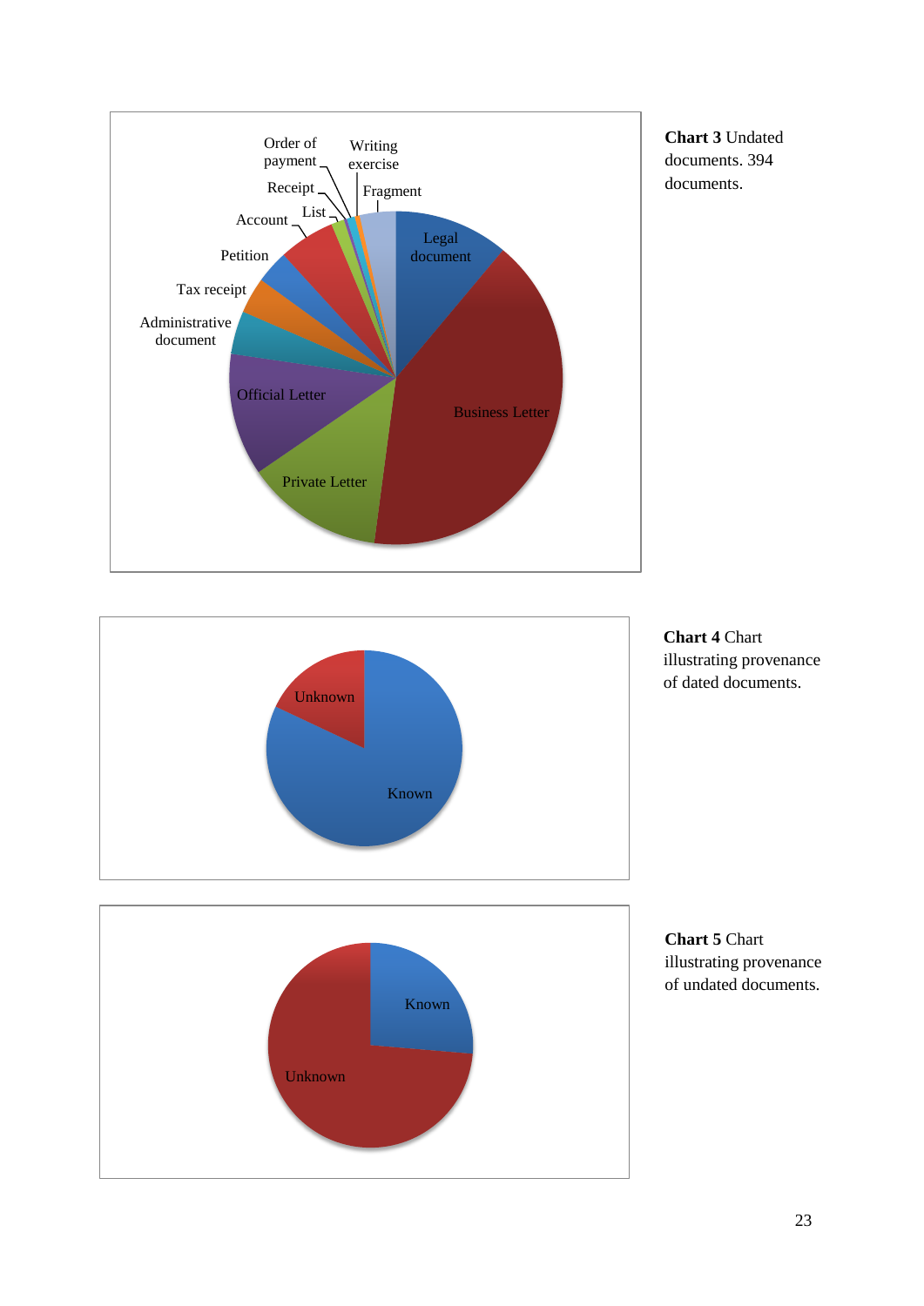Order of payment

Writing exercise

Receipt

Fragment

List

Account

Legal document

Petition

Tax receipt

Administrative document

Official Letter

Business Letter

Private Letter

**Chart 3** Undated documents. 394 documents.

Unknown

Known

**Chart 4** Chart illustrating provenance of dated documents.

Known

Unknown

**Chart 5** Chart illustrating provenance of undated documents.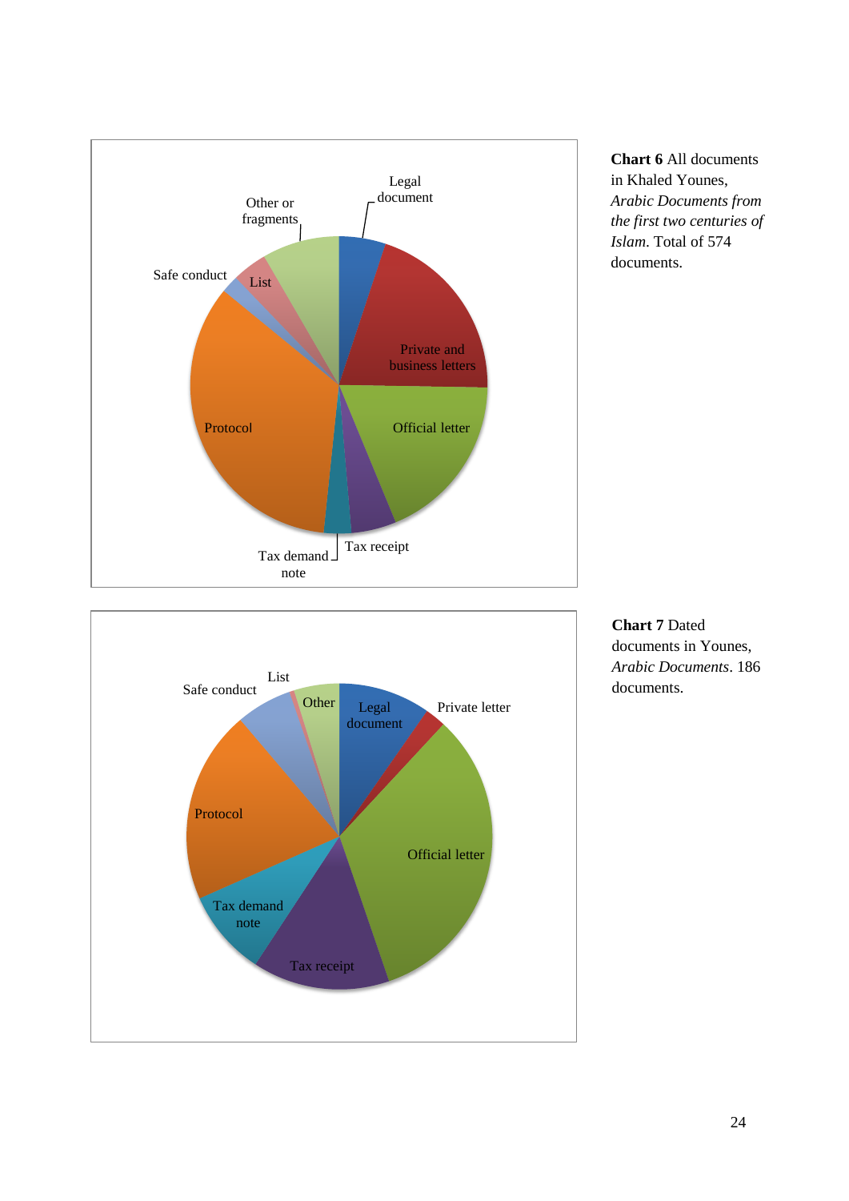**Chart 6** All documents in Khaled Younes, *Arabic Documents from the first two centuries of Islam*. Total of 574 documents.

**Chart 7** Dated documents in Younes, *Arabic Documents*. 186 documents.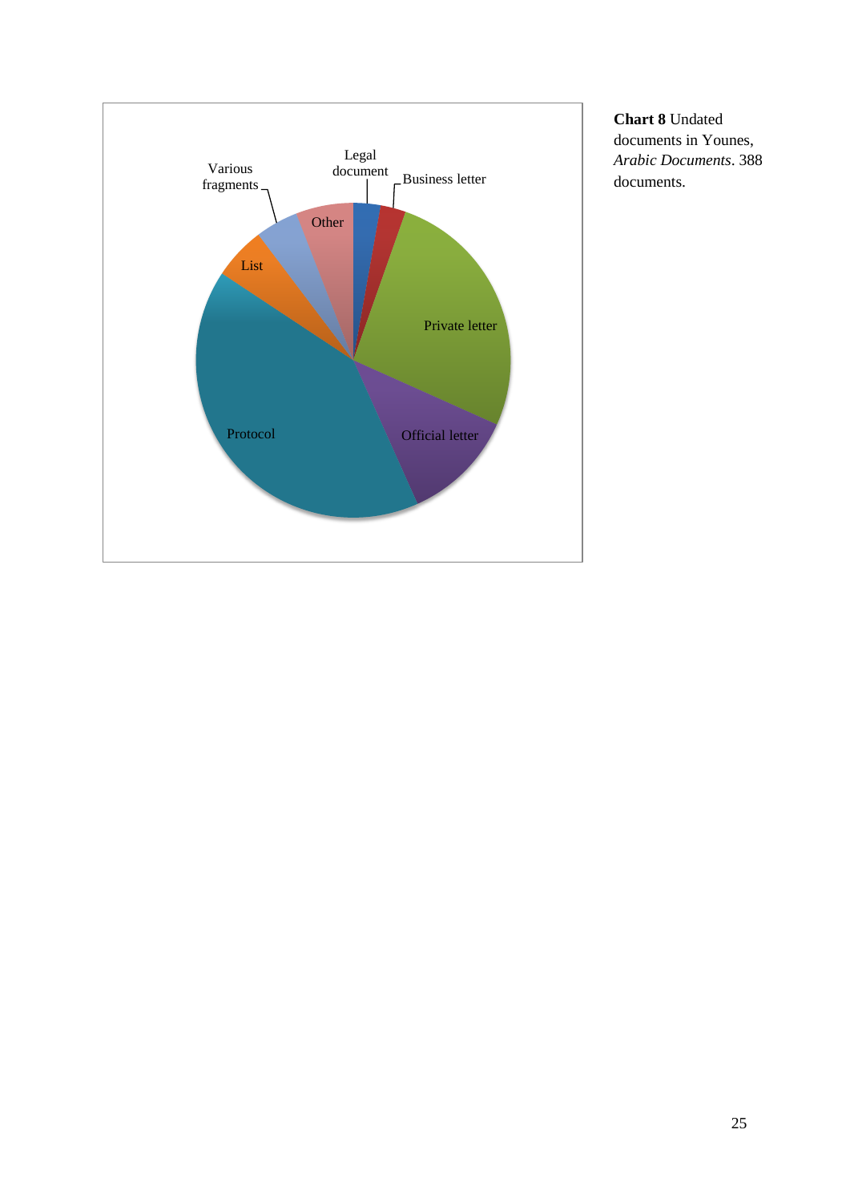Legal document

Business letter

Various fragments

Other

List

Private letter

Protocol

Official letter

**Chart 8** Undated documents in Younes, *Arabic Documents*. 388 documents.